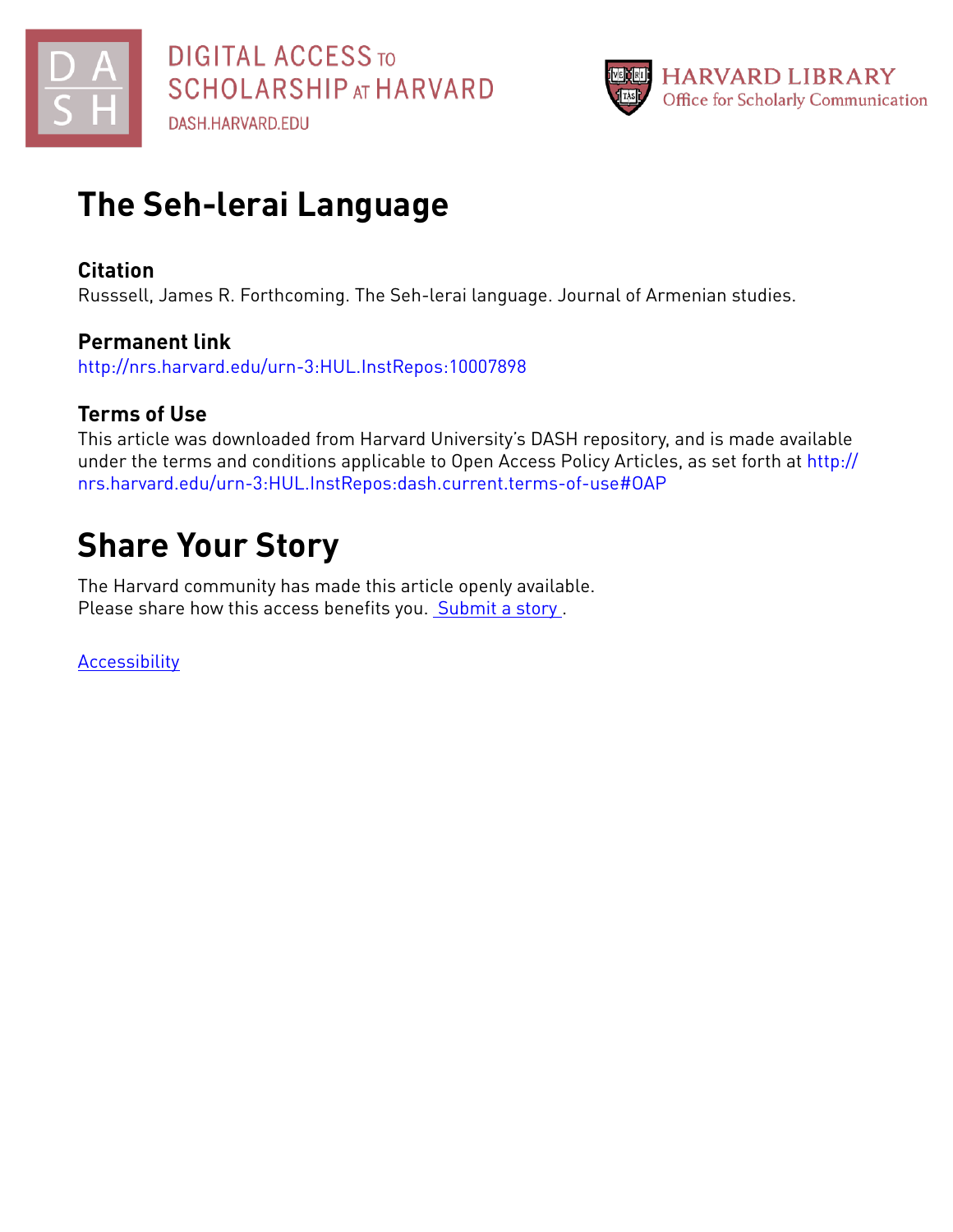# The Seh-lerai Language

## Citation

Russsell, James R. Forthcoming. The Seh-lerai language. Journal of Armenian studies.

## Permanent link

http://nrs.harvard.edu/urn-3:HUL.InstRepos:10007898

## Terms of Use

This article was downloaded from Harvard University's DASH repository, and is made available under the terms and conditions applicable to Open Access Policy Articles, as set forth at http://nrs.harvard.edu/urn-3:HUL.InstRepos:dash.current.terms-of-use#OAP

# Share Your Story

The Harvard community has made this article openly available.
Please share how this access benefits you. Submit a story .

Accessibility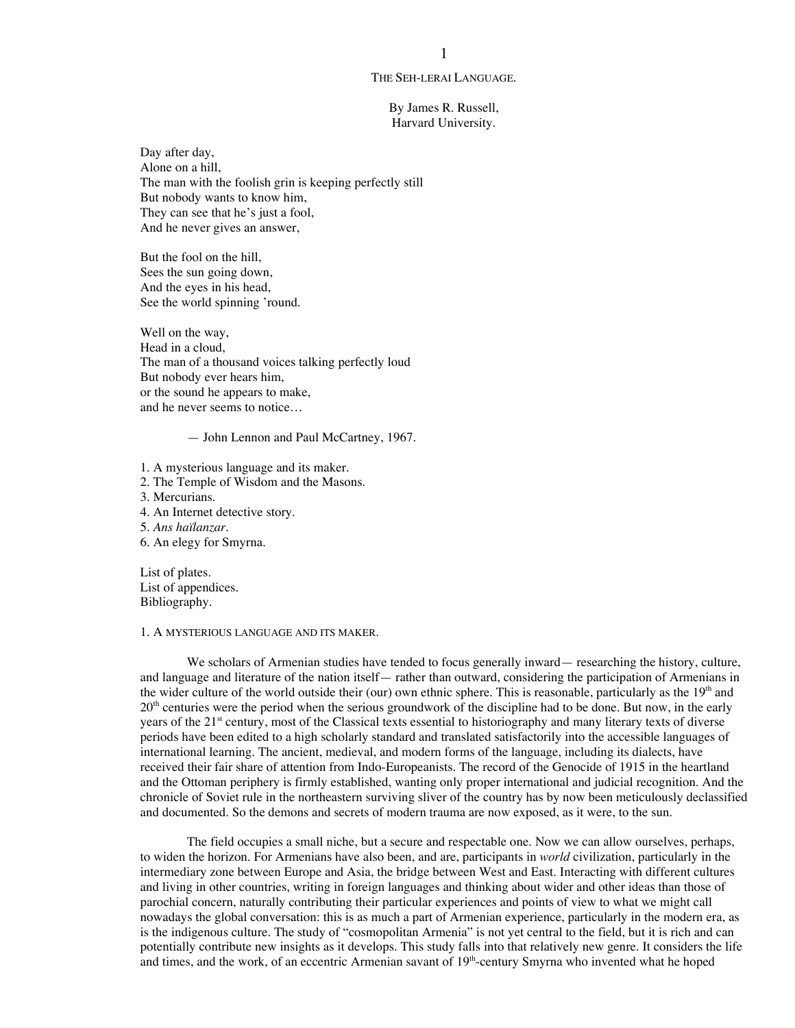# THE SEH-LERAI LANGUAGE.

By James R. Russell,
Harvard University.

Day after day,
Alone on a hill,
The man with the foolish grin is keeping perfectly still
But nobody wants to know him,
They can see that he's just a fool,
And he never gives an answer,

But the fool on the hill,
Sees the sun going down,
And the eyes in his head,
See the world spinning 'round.

Well on the way,
Head in a cloud,
The man of a thousand voices talking perfectly loud
But nobody ever hears him,
or the sound he appears to make,
and he never seems to notice…

— John Lennon and Paul McCartney, 1967.

1. A mysterious language and its maker.
2. The Temple of Wisdom and the Masons.
3. Mercurians.
4. An Internet detective story.
5. *Ans haïlanzar*.
6. An elegy for Smyrna.

List of plates.
List of appendices.
Bibliography.

## 1. A MYSTERIOUS LANGUAGE AND ITS MAKER.

We scholars of Armenian studies have tended to focus generally inward— researching the history, culture, and language and literature of the nation itself— rather than outward, considering the participation of Armenians in the wider culture of the world outside their (our) own ethnic sphere. This is reasonable, particularly as the 19th and 20th centuries were the period when the serious groundwork of the discipline had to be done. But now, in the early years of the 21st century, most of the Classical texts essential to historiography and many literary texts of diverse periods have been edited to a high scholarly standard and translated satisfactorily into the accessible languages of international learning. The ancient, medieval, and modern forms of the language, including its dialects, have received their fair share of attention from Indo-Europeanists. The record of the Genocide of 1915 in the heartland and the Ottoman periphery is firmly established, wanting only proper international and judicial recognition. And the chronicle of Soviet rule in the northeastern surviving sliver of the country has by now been meticulously declassified and documented. So the demons and secrets of modern trauma are now exposed, as it were, to the sun.

The field occupies a small niche, but a secure and respectable one. Now we can allow ourselves, perhaps, to widen the horizon. For Armenians have also been, and are, participants in *world* civilization, particularly in the intermediary zone between Europe and Asia, the bridge between West and East. Interacting with different cultures and living in other countries, writing in foreign languages and thinking about wider and other ideas than those of parochial concern, naturally contributing their particular experiences and points of view to what we might call nowadays the global conversation: this is as much a part of Armenian experience, particularly in the modern era, as is the indigenous culture. The study of "cosmopolitan Armenia" is not yet central to the field, but it is rich and can potentially contribute new insights as it develops. This study falls into that relatively new genre. It considers the life and times, and the work, of an eccentric Armenian savant of 19th-century Smyrna who invented what he hoped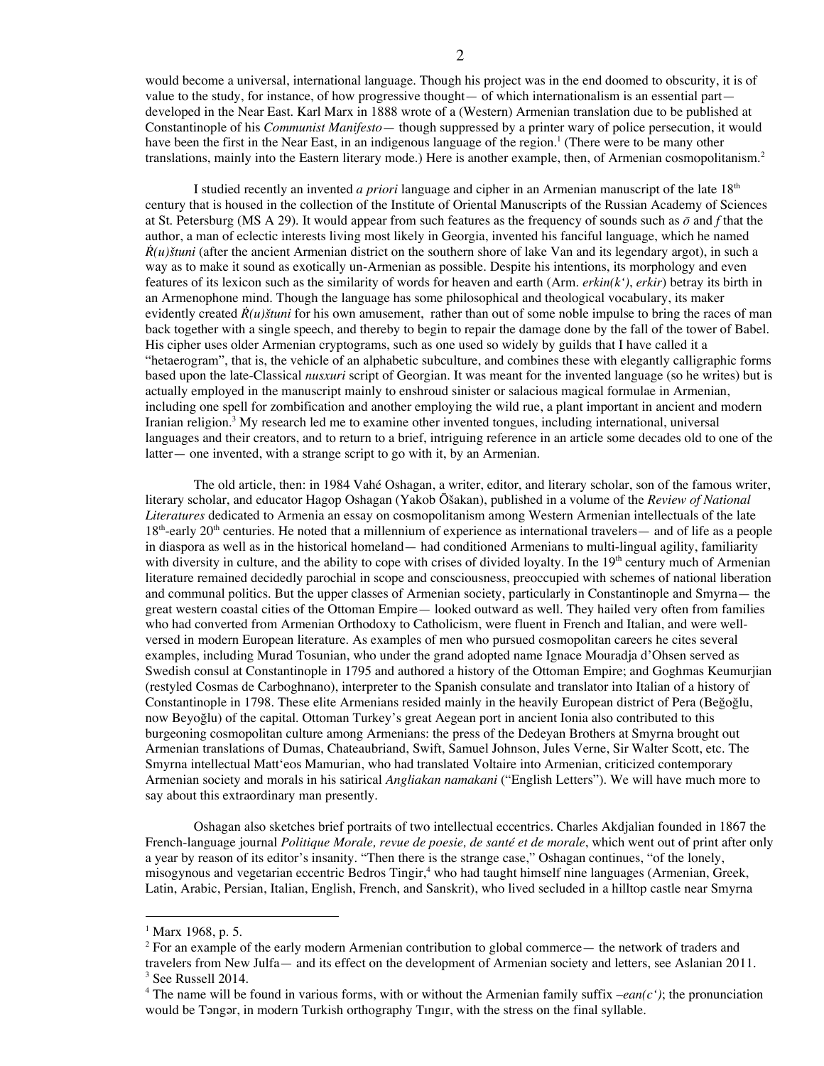would become a universal, international language. Though his project was in the end doomed to obscurity, it is of value to the study, for instance, of how progressive thought— of which internationalism is an essential part— developed in the Near East. Karl Marx in 1888 wrote of a (Western) Armenian translation due to be published at Constantinople of his *Communist Manifesto*— though suppressed by a printer wary of police persecution, it would have been the first in the Near East, in an indigenous language of the region.[1] (There were to be many other translations, mainly into the Eastern literary mode.) Here is another example, then, of Armenian cosmopolitanism.[2]

I studied recently an invented *a priori* language and cipher in an Armenian manuscript of the late 18th century that is housed in the collection of the Institute of Oriental Manuscripts of the Russian Academy of Sciences at St. Petersburg (MS A 29). It would appear from such features as the frequency of sounds such as *ō* and *f* that the author, a man of eclectic interests living most likely in Georgia, invented his fanciful language, which he named *Ṙ(u)štuni* (after the ancient Armenian district on the southern shore of lake Van and its legendary argot), in such a way as to make it sound as exotically un-Armenian as possible. Despite his intentions, its morphology and even features of its lexicon such as the similarity of words for heaven and earth (Arm. *erkin(k')*, *erkir*) betray its birth in an Armenophone mind. Though the language has some philosophical and theological vocabulary, its maker evidently created *Ṙ(u)štuni* for his own amusement, rather than out of some noble impulse to bring the races of man back together with a single speech, and thereby to begin to repair the damage done by the fall of the tower of Babel. His cipher uses older Armenian cryptograms, such as one used so widely by guilds that I have called it a "hetaerogram", that is, the vehicle of an alphabetic subculture, and combines these with elegantly calligraphic forms based upon the late-Classical *nusxuri* script of Georgian. It was meant for the invented language (so he writes) but is actually employed in the manuscript mainly to enshroud sinister or salacious magical formulae in Armenian, including one spell for zombification and another employing the wild rue, a plant important in ancient and modern Iranian religion.[3] My research led me to examine other invented tongues, including international, universal languages and their creators, and to return to a brief, intriguing reference in an article some decades old to one of the latter— one invented, with a strange script to go with it, by an Armenian.

The old article, then: in 1984 Vahé Oshagan, a writer, editor, and literary scholar, son of the famous writer, literary scholar, and educator Hagop Oshagan (Yakob Ōšakan), published in a volume of the *Review of National Literatures* dedicated to Armenia an essay on cosmopolitanism among Western Armenian intellectuals of the late 18th-early 20th centuries. He noted that a millennium of experience as international travelers— and of life as a people in diaspora as well as in the historical homeland— had conditioned Armenians to multi-lingual agility, familiarity with diversity in culture, and the ability to cope with crises of divided loyalty. In the 19th century much of Armenian literature remained decidedly parochial in scope and consciousness, preoccupied with schemes of national liberation and communal politics. But the upper classes of Armenian society, particularly in Constantinople and Smyrna— the great western coastal cities of the Ottoman Empire— looked outward as well. They hailed very often from families who had converted from Armenian Orthodoxy to Catholicism, were fluent in French and Italian, and were well-versed in modern European literature. As examples of men who pursued cosmopolitan careers he cites several examples, including Murad Tosunian, who under the grand adopted name Ignace Mouradja d'Ohsen served as Swedish consul at Constantinople in 1795 and authored a history of the Ottoman Empire; and Goghmas Keumurjian (restyled Cosmas de Carboghnano), interpreter to the Spanish consulate and translator into Italian of a history of Constantinople in 1798. These elite Armenians resided mainly in the heavily European district of Pera (Beğoğlu, now Beyoğlu) of the capital. Ottoman Turkey's great Aegean port in ancient Ionia also contributed to this burgeoning cosmopolitan culture among Armenians: the press of the Dedeyan Brothers at Smyrna brought out Armenian translations of Dumas, Chateaubriand, Swift, Samuel Johnson, Jules Verne, Sir Walter Scott, etc. The Smyrna intellectual Matt'eos Mamurian, who had translated Voltaire into Armenian, criticized contemporary Armenian society and morals in his satirical *Angliakan namakani* ("English Letters"). We will have much more to say about this extraordinary man presently.

Oshagan also sketches brief portraits of two intellectual eccentrics. Charles Akdjalian founded in 1867 the French-language journal *Politique Morale, revue de poesie, de santé et de morale*, which went out of print after only a year by reason of its editor's insanity. "Then there is the strange case," Oshagan continues, "of the lonely, misogynous and vegetarian eccentric Bedros Tingir,[4] who had taught himself nine languages (Armenian, Greek, Latin, Arabic, Persian, Italian, English, French, and Sanskrit), who lived secluded in a hilltop castle near Smyrna

---

[1] Marx 1968, p. 5.

[2] For an example of the early modern Armenian contribution to global commerce— the network of traders and travelers from New Julfa— and its effect on the development of Armenian society and letters, see Aslanian 2011.

[3] See Russell 2014.

[4] The name will be found in various forms, with or without the Armenian family suffix *–ean(c')*; the pronunciation would be Təngər, in modern Turkish orthography Tıngır, with the stress on the final syllable.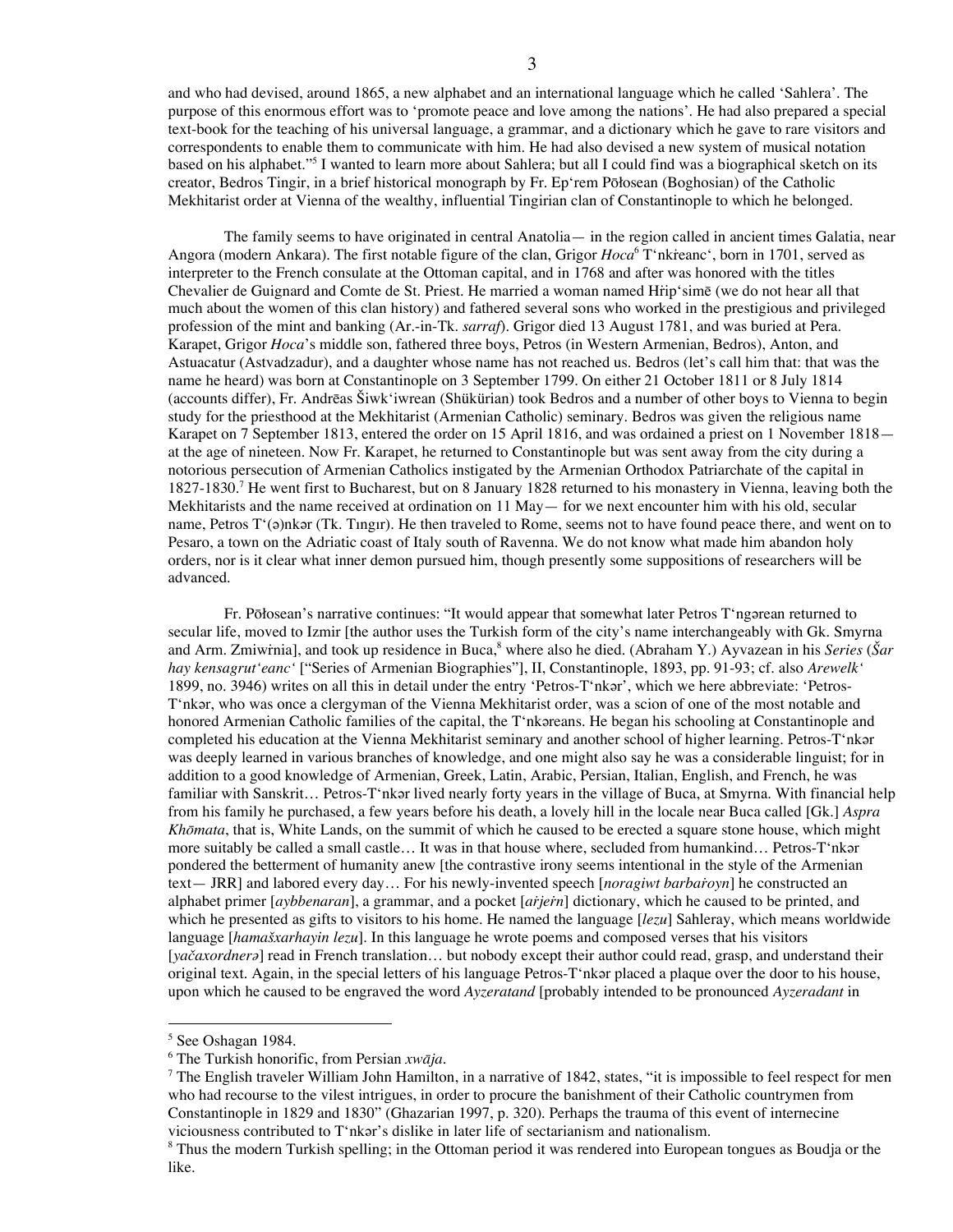and who had devised, around 1865, a new alphabet and an international language which he called 'Sahlera'. The purpose of this enormous effort was to 'promote peace and love among the nations'. He had also prepared a special text-book for the teaching of his universal language, a grammar, and a dictionary which he gave to rare visitors and correspondents to enable them to communicate with him. He had also devised a new system of musical notation based on his alphabet."[5] I wanted to learn more about Sahlera; but all I could find was a biographical sketch on its creator, Bedros Tingir, in a brief historical monograph by Fr. Epʻrem Pōłosean (Boghosian) of the Catholic Mekhitarist order at Vienna of the wealthy, influential Tingirian clan of Constantinople to which he belonged.

The family seems to have originated in central Anatolia— in the region called in ancient times Galatia, near Angora (modern Ankara). The first notable figure of the clan, Grigor *Hoca*[6] Tʻnkřeancʻ, born in 1701, served as interpreter to the French consulate at the Ottoman capital, and in 1768 and after was honored with the titles Chevalier de Guignard and Comte de St. Priest. He married a woman named Hřipʻsimē (we do not hear all that much about the women of this clan history) and fathered several sons who worked in the prestigious and privileged profession of the mint and banking (Ar.-in-Tk. *sarraf*). Grigor died 13 August 1781, and was buried at Pera. Karapet, Grigor *Hoca*'s middle son, fathered three boys, Petros (in Western Armenian, Bedros), Anton, and Astuacatur (Astvadzadur), and a daughter whose name has not reached us. Bedros (let's call him that: that was the name he heard) was born at Constantinople on 3 September 1799. On either 21 October 1811 or 8 July 1814 (accounts differ), Fr. Andrēas Šiwkʻiwrean (Shükürian) took Bedros and a number of other boys to Vienna to begin study for the priesthood at the Mekhitarist (Armenian Catholic) seminary. Bedros was given the religious name Karapet on 7 September 1813, entered the order on 15 April 1816, and was ordained a priest on 1 November 1818— at the age of nineteen. Now Fr. Karapet, he returned to Constantinople but was sent away from the city during a notorious persecution of Armenian Catholics instigated by the Armenian Orthodox Patriarchate of the capital in 1827-1830.[7] He went first to Bucharest, but on 8 January 1828 returned to his monastery in Vienna, leaving both the Mekhitarists and the name received at ordination on 11 May— for we next encounter him with his old, secular name, Petros Tʻ(ə)nkər (Tk. Tıngır). He then traveled to Rome, seems not to have found peace there, and went on to Pesaro, a town on the Adriatic coast of Italy south of Ravenna. We do not know what made him abandon holy orders, nor is it clear what inner demon pursued him, though presently some suppositions of researchers will be advanced.

Fr. Pōłosean's narrative continues: "It would appear that somewhat later Petros Tʻngərean returned to secular life, moved to Izmir [the author uses the Turkish form of the city's name interchangeably with Gk. Smyrna and Arm. Zmiwřnia], and took up residence in Buca,[8] where also he died. (Abraham Y.) Ayvazean in his *Series* (*Šar hay kensagrutʻeancʻ* ["Series of Armenian Biographies"], II, Constantinople, 1893, pp. 91-93; cf. also *Arewelkʻ* 1899, no. 3946) writes on all this in detail under the entry 'Petros-Tʻnkər', which we here abbreviate: 'Petros-Tʻnkər, who was once a clergyman of the Vienna Mekhitarist order, was a scion of one of the most notable and honored Armenian Catholic families of the capital, the Tʻnkəreans. He began his schooling at Constantinople and completed his education at the Vienna Mekhitarist seminary and another school of higher learning. Petros-Tʻnkər was deeply learned in various branches of knowledge, and one might also say he was a considerable linguist; for in addition to a good knowledge of Armenian, Greek, Latin, Arabic, Persian, Italian, English, and French, he was familiar with Sanskrit… Petros-Tʻnkər lived nearly forty years in the village of Buca, at Smyrna. With financial help from his family he purchased, a few years before his death, a lovely hill in the locale near Buca called [Gk.] *Aspra Khōmata*, that is, White Lands, on the summit of which he caused to be erected a square stone house, which might more suitably be called a small castle… It was in that house where, secluded from humankind… Petros-Tʻnkər pondered the betterment of humanity anew [the contrastive irony seems intentional in the style of the Armenian text— JRR] and labored every day… For his newly-invented speech [*noragiwt barbařoyn*] he constructed an alphabet primer [*aybbenaran*], a grammar, and a pocket [*ařjeřn*] dictionary, which he caused to be printed, and which he presented as gifts to visitors to his home. He named the language [*lezu*] Sahleray, which means worldwide language [*hamašxarhayin lezu*]. In this language he wrote poems and composed verses that his visitors [*yačaxordnerə*] read in French translation… but nobody except their author could read, grasp, and understand their original text. Again, in the special letters of his language Petros-Tʻnkər placed a plaque over the door to his house, upon which he caused to be engraved the word *Ayzeratand* [probably intended to be pronounced *Ayzeradant* in

---

[5] See Oshagan 1984.

[6] The Turkish honorific, from Persian *xwāja*.

[7] The English traveler William John Hamilton, in a narrative of 1842, states, "it is impossible to feel respect for men who had recourse to the vilest intrigues, in order to procure the banishment of their Catholic countrymen from Constantinople in 1829 and 1830" (Ghazarian 1997, p. 320). Perhaps the trauma of this event of internecine viciousness contributed to Tʻnkər's dislike in later life of sectarianism and nationalism.

[8] Thus the modern Turkish spelling; in the Ottoman period it was rendered into European tongues as Boudja or the like.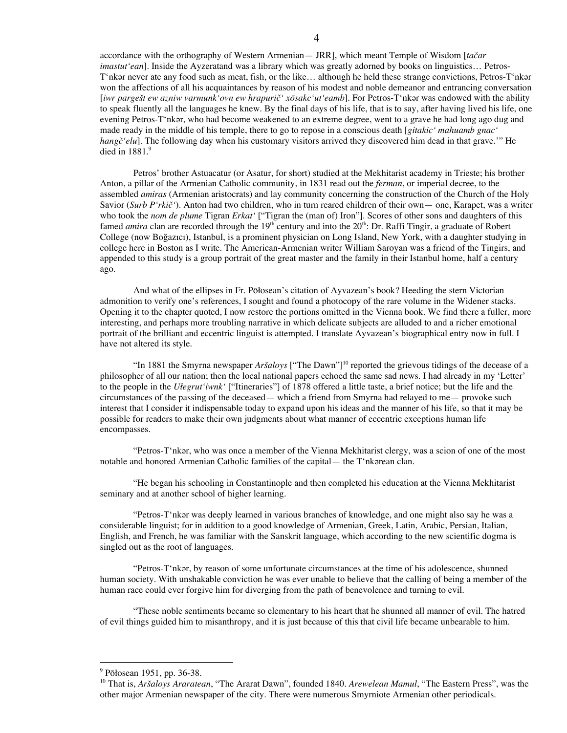accordance with the orthography of Western Armenian— JRR], which meant Temple of Wisdom [*tačar imastut'ean*]. Inside the Ayzeratand was a library which was greatly adorned by books on linguistics… Petros-T'nkər never ate any food such as meat, fish, or the like… although he held these strange convictions, Petros-T'nkər won the affections of all his acquaintances by reason of his modest and noble demeanor and entrancing conversation [*iwr pargešt ew azniw varmunk'ovn ew hrapurič' xōsakc'ut'eamb*]. For Petros-T'nkər was endowed with the ability to speak fluently all the languages he knew. By the final days of his life, that is to say, after having lived his life, one evening Petros-T'nkər, who had become weakened to an extreme degree, went to a grave he had long ago dug and made ready in the middle of his temple, there to go to repose in a conscious death [*gitakic' mahuamb gnac' hangč'elu*]. The following day when his customary visitors arrived they discovered him dead in that grave.'" He died in 1881.[9]

Petros' brother Astuacatur (or Asatur, for short) studied at the Mekhitarist academy in Trieste; his brother Anton, a pillar of the Armenian Catholic community, in 1831 read out the *ferman*, or imperial decree, to the assembled *amiras* (Armenian aristocrats) and lay community concerning the construction of the Church of the Holy Savior (*Surb P'rkič'*). Anton had two children, who in turn reared children of their own— one, Karapet, was a writer who took the *nom de plume* Tigran *Erkat'* ["Tigran the (man of) Iron"]. Scores of other sons and daughters of this famed *amira* clan are recorded through the 19th century and into the 20th: Dr. Raffi Tingir, a graduate of Robert College (now Boğazıcı), Istanbul, is a prominent physician on Long Island, New York, with a daughter studying in college here in Boston as I write. The American-Armenian writer William Saroyan was a friend of the Tingirs, and appended to this study is a group portrait of the great master and the family in their Istanbul home, half a century ago.

And what of the ellipses in Fr. Pōłosean's citation of Ayvazean's book? Heeding the stern Victorian admonition to verify one's references, I sought and found a photocopy of the rare volume in the Widener stacks. Opening it to the chapter quoted, I now restore the portions omitted in the Vienna book. We find there a fuller, more interesting, and perhaps more troubling narrative in which delicate subjects are alluded to and a richer emotional portrait of the brilliant and eccentric linguist is attempted. I translate Ayvazean's biographical entry now in full. I have not altered its style.

"In 1881 the Smyrna newspaper *Aršaloys* ["The Dawn"][10] reported the grievous tidings of the decease of a philosopher of all our nation; then the local national papers echoed the same sad news. I had already in my 'Letter' to the people in the *Ułegrut'iwnk'* ["Itineraries"] of 1878 offered a little taste, a brief notice; but the life and the circumstances of the passing of the deceased— which a friend from Smyrna had relayed to me— provoke such interest that I consider it indispensable today to expand upon his ideas and the manner of his life, so that it may be possible for readers to make their own judgments about what manner of eccentric exceptions human life encompasses.

"Petros-T'nkər, who was once a member of the Vienna Mekhitarist clergy, was a scion of one of the most notable and honored Armenian Catholic families of the capital— the T'nkərean clan.

"He began his schooling in Constantinople and then completed his education at the Vienna Mekhitarist seminary and at another school of higher learning.

"Petros-T'nkər was deeply learned in various branches of knowledge, and one might also say he was a considerable linguist; for in addition to a good knowledge of Armenian, Greek, Latin, Arabic, Persian, Italian, English, and French, he was familiar with the Sanskrit language, which according to the new scientific dogma is singled out as the root of languages.

"Petros-T'nkər, by reason of some unfortunate circumstances at the time of his adolescence, shunned human society. With unshakable conviction he was ever unable to believe that the calling of being a member of the human race could ever forgive him for diverging from the path of benevolence and turning to evil.

"These noble sentiments became so elementary to his heart that he shunned all manner of evil. The hatred of evil things guided him to misanthropy, and it is just because of this that civil life became unbearable to him.

---

[9] Pōłosean 1951, pp. 36-38.

[10] That is, *Aršaloys Araratean*, "The Ararat Dawn", founded 1840. *Arewelean Mamul*, "The Eastern Press", was the other major Armenian newspaper of the city. There were numerous Smyrniote Armenian other periodicals.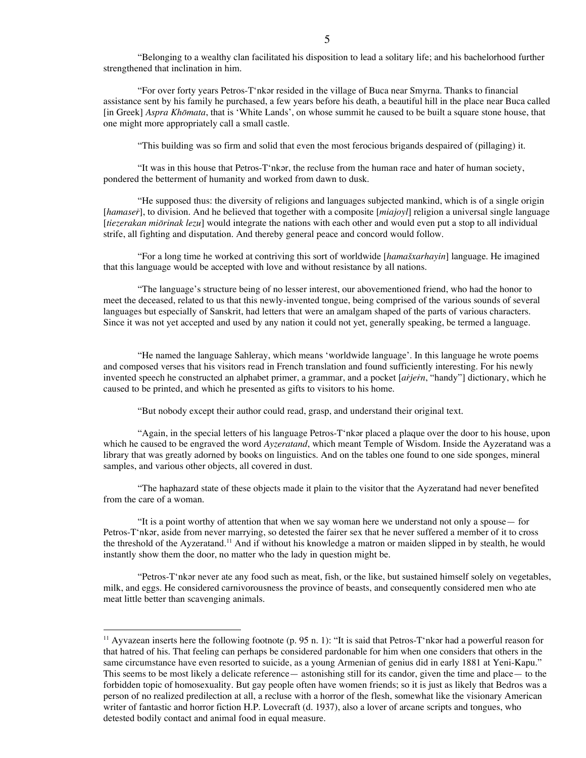"Belonging to a wealthy clan facilitated his disposition to lead a solitary life; and his bachelorhood further strengthened that inclination in him.

"For over forty years Petros-T'nkər resided in the village of Buca near Smyrna. Thanks to financial assistance sent by his family he purchased, a few years before his death, a beautiful hill in the place near Buca called [in Greek] *Aspra Khōmata*, that is 'White Lands', on whose summit he caused to be built a square stone house, that one might more appropriately call a small castle.

"This building was so firm and solid that even the most ferocious brigands despaired of (pillaging) it.

"It was in this house that Petros-T'nkər, the recluse from the human race and hater of human society, pondered the betterment of humanity and worked from dawn to dusk.

"He supposed thus: the diversity of religions and languages subjected mankind, which is of a single origin [*hamaseṙ*], to division. And he believed that together with a composite [*miajoyl*] religion a universal single language [*tiezerakan miōrinak lezu*] would integrate the nations with each other and would even put a stop to all individual strife, all fighting and disputation. And thereby general peace and concord would follow.

"For a long time he worked at contriving this sort of worldwide [*hamašxarhayin*] language. He imagined that this language would be accepted with love and without resistance by all nations.

"The language's structure being of no lesser interest, our abovementioned friend, who had the honor to meet the deceased, related to us that this newly-invented tongue, being comprised of the various sounds of several languages but especially of Sanskrit, had letters that were an amalgam shaped of the parts of various characters. Since it was not yet accepted and used by any nation it could not yet, generally speaking, be termed a language.

"He named the language Sahleray, which means 'worldwide language'. In this language he wrote poems and composed verses that his visitors read in French translation and found sufficiently interesting. For his newly invented speech he constructed an alphabet primer, a grammar, and a pocket [*aṙjeṙn*, "handy"] dictionary, which he caused to be printed, and which he presented as gifts to visitors to his home.

"But nobody except their author could read, grasp, and understand their original text.

"Again, in the special letters of his language Petros-T'nkər placed a plaque over the door to his house, upon which he caused to be engraved the word *Ayzeratand*, which meant Temple of Wisdom. Inside the Ayzeratand was a library that was greatly adorned by books on linguistics. And on the tables one found to one side sponges, mineral samples, and various other objects, all covered in dust.

"The haphazard state of these objects made it plain to the visitor that the Ayzeratand had never benefited from the care of a woman.

"It is a point worthy of attention that when we say woman here we understand not only a spouse— for Petros-T'nkər, aside from never marrying, so detested the fairer sex that he never suffered a member of it to cross the threshold of the Ayzeratand.[11] And if without his knowledge a matron or maiden slipped in by stealth, he would instantly show them the door, no matter who the lady in question might be.

"Petros-T'nkər never ate any food such as meat, fish, or the like, but sustained himself solely on vegetables, milk, and eggs. He considered carnivorousness the province of beasts, and consequently considered men who ate meat little better than scavenging animals.

---

[11] Ayvazean inserts here the following footnote (p. 95 n. 1): "It is said that Petros-T'nkər had a powerful reason for that hatred of his. That feeling can perhaps be considered pardonable for him when one considers that others in the same circumstance have even resorted to suicide, as a young Armenian of genius did in early 1881 at Yeni-Kapu." This seems to be most likely a delicate reference— astonishing still for its candor, given the time and place— to the forbidden topic of homosexuality. But gay people often have women friends; so it is just as likely that Bedros was a person of no realized predilection at all, a recluse with a horror of the flesh, somewhat like the visionary American writer of fantastic and horror fiction H.P. Lovecraft (d. 1937), also a lover of arcane scripts and tongues, who detested bodily contact and animal food in equal measure.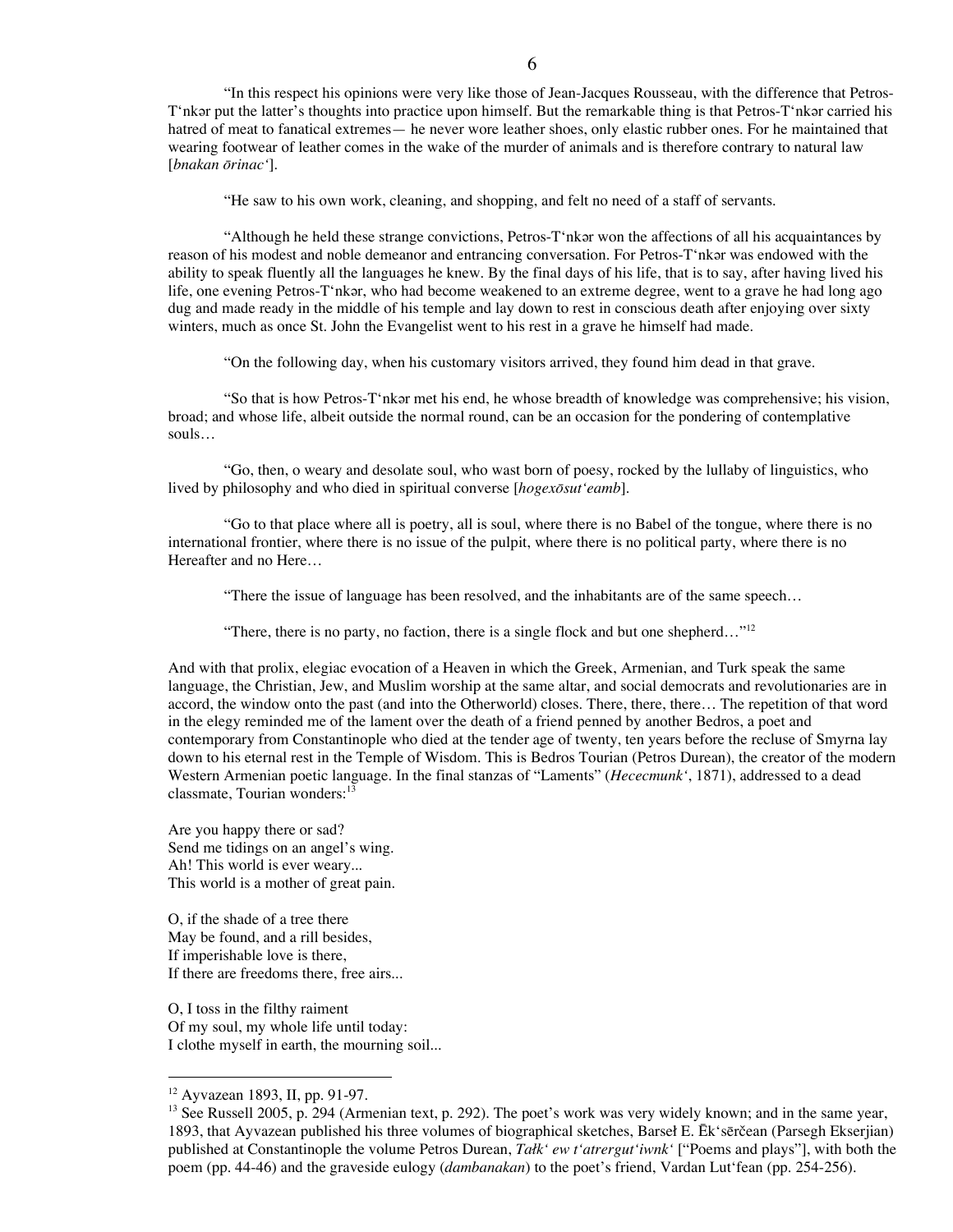"In this respect his opinions were very like those of Jean-Jacques Rousseau, with the difference that Petros-T'nkər put the latter's thoughts into practice upon himself. But the remarkable thing is that Petros-T'nkər carried his hatred of meat to fanatical extremes— he never wore leather shoes, only elastic rubber ones. For he maintained that wearing footwear of leather comes in the wake of the murder of animals and is therefore contrary to natural law [*bnakan ōrinac'*].

"He saw to his own work, cleaning, and shopping, and felt no need of a staff of servants.

"Although he held these strange convictions, Petros-T'nkər won the affections of all his acquaintances by reason of his modest and noble demeanor and entrancing conversation. For Petros-T'nkər was endowed with the ability to speak fluently all the languages he knew. By the final days of his life, that is to say, after having lived his life, one evening Petros-T'nkər, who had become weakened to an extreme degree, went to a grave he had long ago dug and made ready in the middle of his temple and lay down to rest in conscious death after enjoying over sixty winters, much as once St. John the Evangelist went to his rest in a grave he himself had made.

"On the following day, when his customary visitors arrived, they found him dead in that grave.

"So that is how Petros-T'nkər met his end, he whose breadth of knowledge was comprehensive; his vision, broad; and whose life, albeit outside the normal round, can be an occasion for the pondering of contemplative souls…

"Go, then, o weary and desolate soul, who wast born of poesy, rocked by the lullaby of linguistics, who lived by philosophy and who died in spiritual converse [*hogexōsut'eamb*].

"Go to that place where all is poetry, all is soul, where there is no Babel of the tongue, where there is no international frontier, where there is no issue of the pulpit, where there is no political party, where there is no Hereafter and no Here…

"There the issue of language has been resolved, and the inhabitants are of the same speech…

"There, there is no party, no faction, there is a single flock and but one shepherd…"[12]

And with that prolix, elegiac evocation of a Heaven in which the Greek, Armenian, and Turk speak the same language, the Christian, Jew, and Muslim worship at the same altar, and social democrats and revolutionaries are in accord, the window onto the past (and into the Otherworld) closes. There, there, there… The repetition of that word in the elegy reminded me of the lament over the death of a friend penned by another Bedros, a poet and contemporary from Constantinople who died at the tender age of twenty, ten years before the recluse of Smyrna lay down to his eternal rest in the Temple of Wisdom. This is Bedros Tourian (Petros Durean), the creator of the modern Western Armenian poetic language. In the final stanzas of "Laments" (*Hececmunk'*, 1871), addressed to a dead classmate, Tourian wonders:[13]

Are you happy there or sad?  
Send me tidings on an angel's wing.  
Ah! This world is ever weary...  
This world is a mother of great pain.

O, if the shade of a tree there  
May be found, and a rill besides,  
If imperishable love is there,  
If there are freedoms there, free airs...

O, I toss in the filthy raiment  
Of my soul, my whole life until today:  
I clothe myself in earth, the mourning soil...

---

[12] Ayvazean 1893, II, pp. 91-97.

[13] See Russell 2005, p. 294 (Armenian text, p. 292). The poet's work was very widely known; and in the same year, 1893, that Ayvazean published his three volumes of biographical sketches, Barseł E. Ēk'sērčean (Parsegh Ekserjian) published at Constantinople the volume Petros Durean, *Tałk' ew t'atrergut'iwnk'* ["Poems and plays"], with both the poem (pp. 44-46) and the graveside eulogy (*dambanakan*) to the poet's friend, Vardan Lut'fean (pp. 254-256).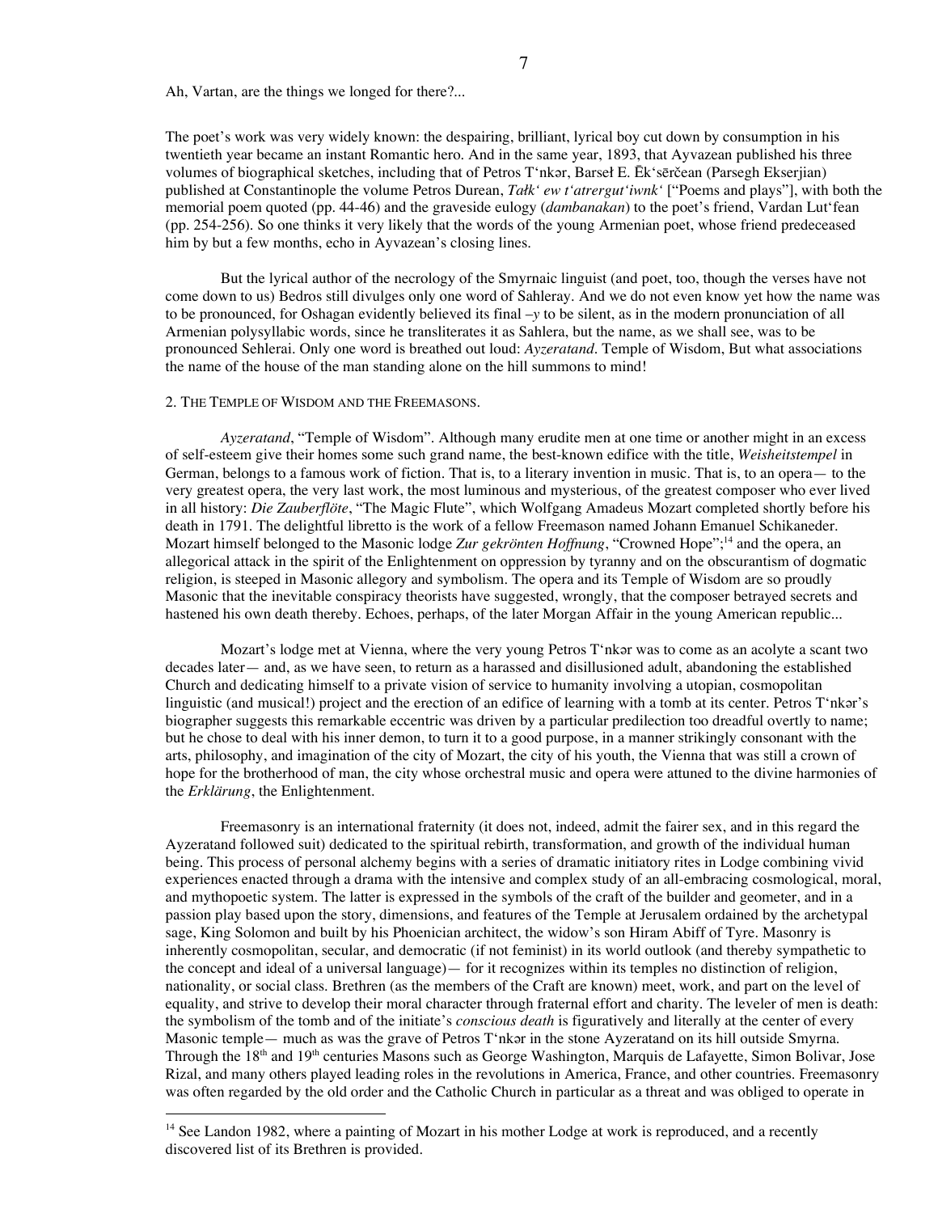Ah, Vartan, are the things we longed for there?...

The poet's work was very widely known: the despairing, brilliant, lyrical boy cut down by consumption in his twentieth year became an instant Romantic hero. And in the same year, 1893, that Ayvazean published his three volumes of biographical sketches, including that of Petros T'nkər, Barseł E. Ēk'sērčean (Parsegh Ekserjian) published at Constantinople the volume Petros Durean, *Tałk' ew t'atrergut'iwnk'* ["Poems and plays"], with both the memorial poem quoted (pp. 44-46) and the graveside eulogy (*dambanakan*) to the poet's friend, Vardan Lut'fean (pp. 254-256). So one thinks it very likely that the words of the young Armenian poet, whose friend predeceased him by but a few months, echo in Ayvazean's closing lines.

But the lyrical author of the necrology of the Smyrnaic linguist (and poet, too, though the verses have not come down to us) Bedros still divulges only one word of Sahleray. And we do not even know yet how the name was to be pronounced, for Oshagan evidently believed its final *–y* to be silent, as in the modern pronunciation of all Armenian polysyllabic words, since he transliterates it as Sahlera, but the name, as we shall see, was to be pronounced Sehlerai. Only one word is breathed out loud: *Ayzeratand*. Temple of Wisdom, But what associations the name of the house of the man standing alone on the hill summons to mind!

## 2. The Temple of Wisdom and the Freemasons.

*Ayzeratand*, "Temple of Wisdom". Although many erudite men at one time or another might in an excess of self-esteem give their homes some such grand name, the best-known edifice with the title, *Weisheitstempel* in German, belongs to a famous work of fiction. That is, to a literary invention in music. That is, to an opera— to the very greatest opera, the very last work, the most luminous and mysterious, of the greatest composer who ever lived in all history: *Die Zauberflöte*, "The Magic Flute", which Wolfgang Amadeus Mozart completed shortly before his death in 1791. The delightful libretto is the work of a fellow Freemason named Johann Emanuel Schikaneder. Mozart himself belonged to the Masonic lodge *Zur gekrönten Hoffnung*, "Crowned Hope";[14] and the opera, an allegorical attack in the spirit of the Enlightenment on oppression by tyranny and on the obscurantism of dogmatic religion, is steeped in Masonic allegory and symbolism. The opera and its Temple of Wisdom are so proudly Masonic that the inevitable conspiracy theorists have suggested, wrongly, that the composer betrayed secrets and hastened his own death thereby. Echoes, perhaps, of the later Morgan Affair in the young American republic...

Mozart's lodge met at Vienna, where the very young Petros T'nkər was to come as an acolyte a scant two decades later— and, as we have seen, to return as a harassed and disillusioned adult, abandoning the established Church and dedicating himself to a private vision of service to humanity involving a utopian, cosmopolitan linguistic (and musical!) project and the erection of an edifice of learning with a tomb at its center. Petros T'nkər's biographer suggests this remarkable eccentric was driven by a particular predilection too dreadful overtly to name; but he chose to deal with his inner demon, to turn it to a good purpose, in a manner strikingly consonant with the arts, philosophy, and imagination of the city of Mozart, the city of his youth, the Vienna that was still a crown of hope for the brotherhood of man, the city whose orchestral music and opera were attuned to the divine harmonies of the *Erklärung*, the Enlightenment.

Freemasonry is an international fraternity (it does not, indeed, admit the fairer sex, and in this regard the Ayzeratand followed suit) dedicated to the spiritual rebirth, transformation, and growth of the individual human being. This process of personal alchemy begins with a series of dramatic initiatory rites in Lodge combining vivid experiences enacted through a drama with the intensive and complex study of an all-embracing cosmological, moral, and mythopoetic system. The latter is expressed in the symbols of the craft of the builder and geometer, and in a passion play based upon the story, dimensions, and features of the Temple at Jerusalem ordained by the archetypal sage, King Solomon and built by his Phoenician architect, the widow's son Hiram Abiff of Tyre. Masonry is inherently cosmopolitan, secular, and democratic (if not feminist) in its world outlook (and thereby sympathetic to the concept and ideal of a universal language)— for it recognizes within its temples no distinction of religion, nationality, or social class. Brethren (as the members of the Craft are known) meet, work, and part on the level of equality, and strive to develop their moral character through fraternal effort and charity. The leveler of men is death: the symbolism of the tomb and of the initiate's *conscious death* is figuratively and literally at the center of every Masonic temple— much as was the grave of Petros T'nkər in the stone Ayzeratand on its hill outside Smyrna. Through the 18th and 19th centuries Masons such as George Washington, Marquis de Lafayette, Simon Bolivar, Jose Rizal, and many others played leading roles in the revolutions in America, France, and other countries. Freemasonry was often regarded by the old order and the Catholic Church in particular as a threat and was obliged to operate in

---

[14] See Landon 1982, where a painting of Mozart in his mother Lodge at work is reproduced, and a recently discovered list of its Brethren is provided.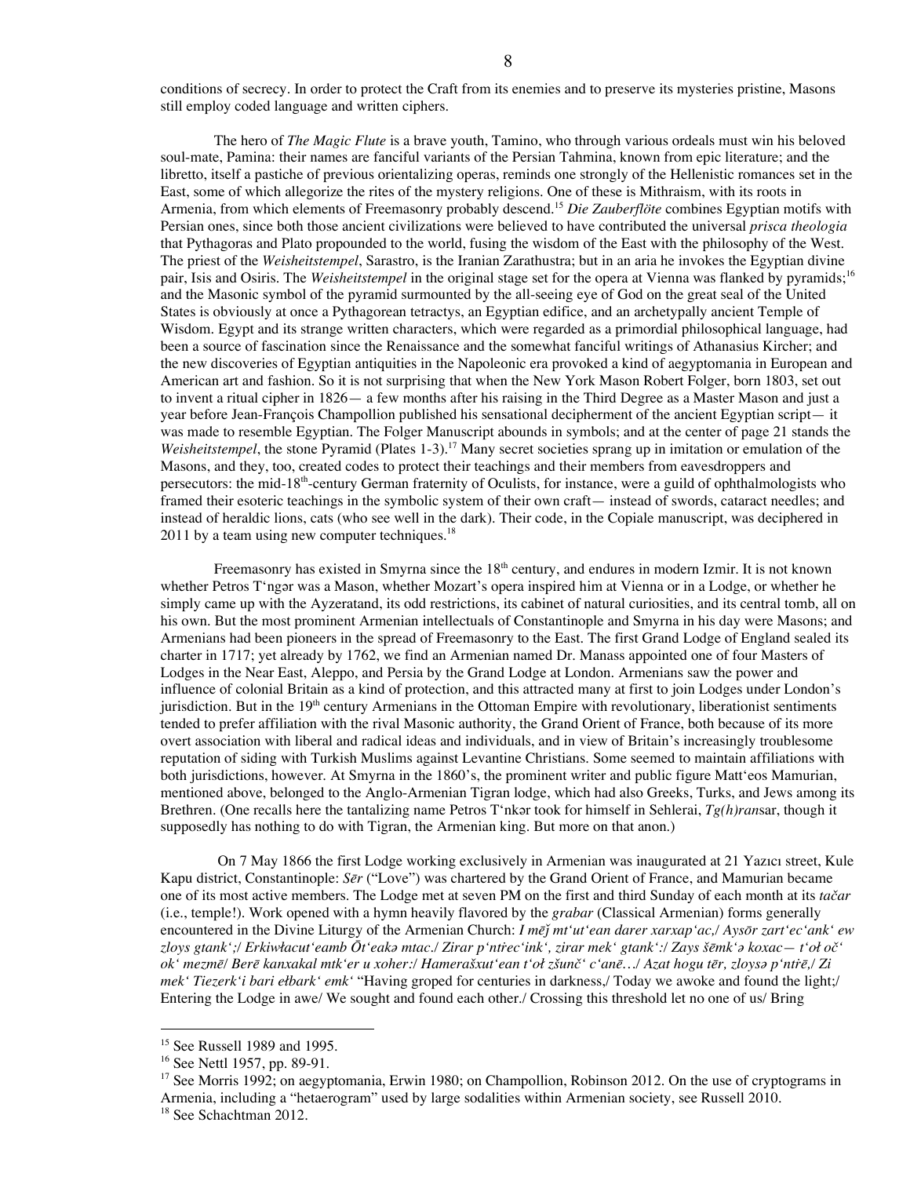conditions of secrecy. In order to protect the Craft from its enemies and to preserve its mysteries pristine, Masons still employ coded language and written ciphers.

The hero of *The Magic Flute* is a brave youth, Tamino, who through various ordeals must win his beloved soul-mate, Pamina: their names are fanciful variants of the Persian Tahmina, known from epic literature; and the libretto, itself a pastiche of previous orientalizing operas, reminds one strongly of the Hellenistic romances set in the East, some of which allegorize the rites of the mystery religions. One of these is Mithraism, with its roots in Armenia, from which elements of Freemasonry probably descend.[15] *Die Zauberflöte* combines Egyptian motifs with Persian ones, since both those ancient civilizations were believed to have contributed the universal *prisca theologia* that Pythagoras and Plato propounded to the world, fusing the wisdom of the East with the philosophy of the West. The priest of the *Weisheitstempel*, Sarastro, is the Iranian Zarathustra; but in an aria he invokes the Egyptian divine pair, Isis and Osiris. The *Weisheitstempel* in the original stage set for the opera at Vienna was flanked by pyramids;[16] and the Masonic symbol of the pyramid surmounted by the all-seeing eye of God on the great seal of the United States is obviously at once a Pythagorean tetractys, an Egyptian edifice, and an archetypally ancient Temple of Wisdom. Egypt and its strange written characters, which were regarded as a primordial philosophical language, had been a source of fascination since the Renaissance and the somewhat fanciful writings of Athanasius Kircher; and the new discoveries of Egyptian antiquities in the Napoleonic era provoked a kind of aegyptomania in European and American art and fashion. So it is not surprising that when the New York Mason Robert Folger, born 1803, set out to invent a ritual cipher in 1826— a few months after his raising in the Third Degree as a Master Mason and just a year before Jean-François Champollion published his sensational decipherment of the ancient Egyptian script— it was made to resemble Egyptian. The Folger Manuscript abounds in symbols; and at the center of page 21 stands the *Weisheitstempel*, the stone Pyramid (Plates 1-3).[17] Many secret societies sprang up in imitation or emulation of the Masons, and they, too, created codes to protect their teachings and their members from eavesdroppers and persecutors: the mid-18th-century German fraternity of Oculists, for instance, were a guild of ophthalmologists who framed their esoteric teachings in the symbolic system of their own craft— instead of swords, cataract needles; and instead of heraldic lions, cats (who see well in the dark). Their code, in the Copiale manuscript, was deciphered in 2011 by a team using new computer techniques.[18]

Freemasonry has existed in Smyrna since the 18th century, and endures in modern Izmir. It is not known whether Petros T'ŋgər was a Mason, whether Mozart's opera inspired him at Vienna or in a Lodge, or whether he simply came up with the Ayzeratand, its odd restrictions, its cabinet of natural curiosities, and its central tomb, all on his own. But the most prominent Armenian intellectuals of Constantinople and Smyrna in his day were Masons; and Armenians had been pioneers in the spread of Freemasonry to the East. The first Grand Lodge of England sealed its charter in 1717; yet already by 1762, we find an Armenian named Dr. Manass appointed one of four Masters of Lodges in the Near East, Aleppo, and Persia by the Grand Lodge at London. Armenians saw the power and influence of colonial Britain as a kind of protection, and this attracted many at first to join Lodges under London's jurisdiction. But in the 19th century Armenians in the Ottoman Empire with revolutionary, liberationist sentiments tended to prefer affiliation with the rival Masonic authority, the Grand Orient of France, both because of its more overt association with liberal and radical ideas and individuals, and in view of Britain's increasingly troublesome reputation of siding with Turkish Muslims against Levantine Christians. Some seemed to maintain affiliations with both jurisdictions, however. At Smyrna in the 1860's, the prominent writer and public figure Matt'eos Mamurian, mentioned above, belonged to the Anglo-Armenian Tigran lodge, which had also Greeks, Turks, and Jews among its Brethren. (One recalls here the tantalizing name Petros T'nkər took for himself in Sehlerai, *Tg(h)ran*sar, though it supposedly has nothing to do with Tigran, the Armenian king. But more on that anon.)

On 7 May 1866 the first Lodge working exclusively in Armenian was inaugurated at 21 Yazıcı street, Kule Kapu district, Constantinople: *Sēr* ("Love") was chartered by the Grand Orient of France, and Mamurian became one of its most active members. The Lodge met at seven PM on the first and third Sunday of each month at its *tačar* (i.e., temple!). Work opened with a hymn heavily flavored by the *grabar* (Classical Armenian) forms generally encountered in the Divine Liturgy of the Armenian Church: *I mēǰ mt'ut'ean darer xarxap'ac,/ Aysōr zart'ec'ank' ew zloys gtank';/ Erkiwłacut'eamb Ōt'eakə mtac./ Zirar p'ntṙec'ink', zirar mek' gtank':/ Zays šēmk'ə koxac— t'oł oč' ok' mezmē/ Berē kanxakal mtk'er u xoher:/ Hamerašxut'ean t'oł zšunč' c'anē…/ Azat hogu tēr, zloysə p'ntṙē,/ Zi mek' Tiezerk'i bari ełbark' emk'* "Having groped for centuries in darkness,/ Today we awoke and found the light;/ Entering the Lodge in awe/ We sought and found each other./ Crossing this threshold let no one of us/ Bring

---

[15] See Russell 1989 and 1995.

[16] See Nettl 1957, pp. 89-91.

[17] See Morris 1992; on aegyptomania, Erwin 1980; on Champollion, Robinson 2012. On the use of cryptograms in Armenia, including a "hetaerogram" used by large sodalities within Armenian society, see Russell 2010.

[18] See Schachtman 2012.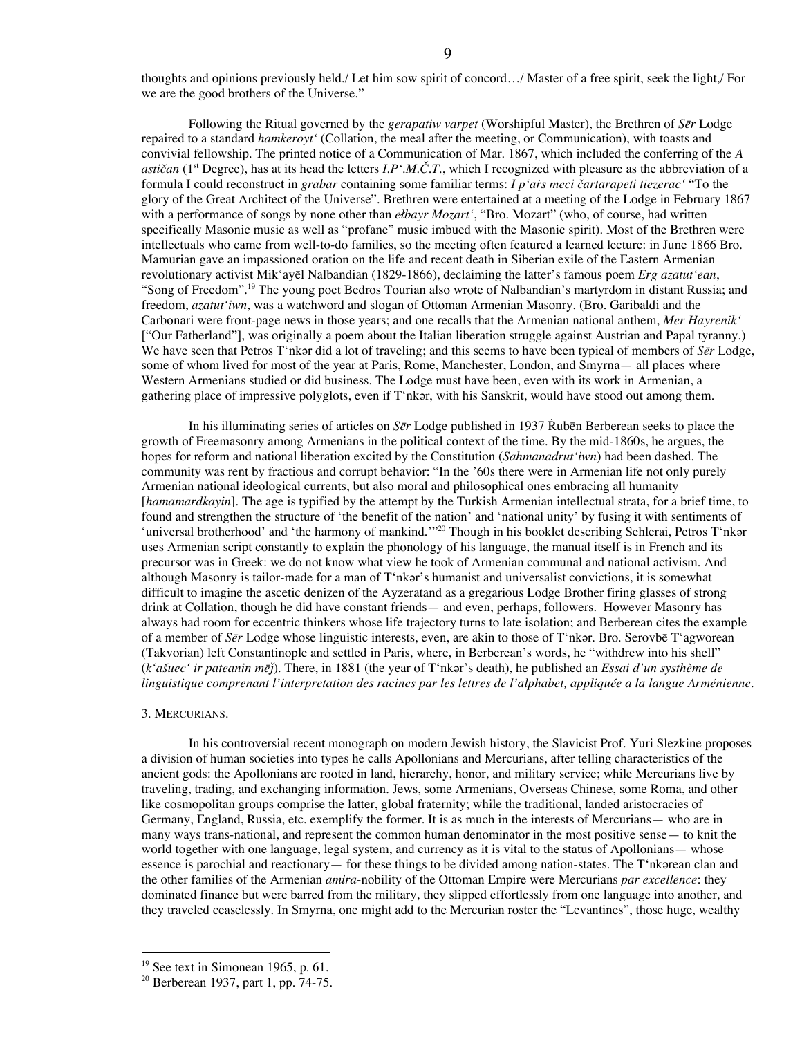thoughts and opinions previously held./ Let him sow spirit of concord…/ Master of a free spirit, seek the light,/ For we are the good brothers of the Universe."

Following the Ritual governed by the *gerapatiw varpet* (Worshipful Master), the Brethren of *Sēr* Lodge repaired to a standard *hamkeroyt'* (Collation, the meal after the meeting, or Communication), with toasts and convivial fellowship. The printed notice of a Communication of Mar. 1867, which included the conferring of the *A astičan* (1st Degree), has at its head the letters *I.P'.M.Č.T.*, which I recognized with pleasure as the abbreviation of a formula I could reconstruct in *grabar* containing some familiar terms: *I p'aṙs meci čartarapeti tiezerac'* "To the glory of the Great Architect of the Universe". Brethren were entertained at a meeting of the Lodge in February 1867 with a performance of songs by none other than *ełbayr Mozart'*, "Bro. Mozart" (who, of course, had written specifically Masonic music as well as "profane" music imbued with the Masonic spirit). Most of the Brethren were intellectuals who came from well-to-do families, so the meeting often featured a learned lecture: in June 1866 Bro. Mamurian gave an impassioned oration on the life and recent death in Siberian exile of the Eastern Armenian revolutionary activist Mik'ayēl Nalbandian (1829-1866), declaiming the latter's famous poem *Erg azatut'ean*, "Song of Freedom".[19] The young poet Bedros Tourian also wrote of Nalbandian's martyrdom in distant Russia; and freedom, *azatut'iwn*, was a watchword and slogan of Ottoman Armenian Masonry. (Bro. Garibaldi and the Carbonari were front-page news in those years; and one recalls that the Armenian national anthem, *Mer Hayrenik'* ["Our Fatherland"], was originally a poem about the Italian liberation struggle against Austrian and Papal tyranny.) We have seen that Petros T'nkər did a lot of traveling; and this seems to have been typical of members of *Sēr* Lodge, some of whom lived for most of the year at Paris, Rome, Manchester, London, and Smyrna— all places where Western Armenians studied or did business. The Lodge must have been, even with its work in Armenian, a gathering place of impressive polyglots, even if T'nkər, with his Sanskrit, would have stood out among them.

In his illuminating series of articles on *Sēr* Lodge published in 1937 Ṙubēn Berberean seeks to place the growth of Freemasonry among Armenians in the political context of the time. By the mid-1860s, he argues, the hopes for reform and national liberation excited by the Constitution (*Sahmanadrut'iwn*) had been dashed. The community was rent by fractious and corrupt behavior: "In the '60s there were in Armenian life not only purely Armenian national ideological currents, but also moral and philosophical ones embracing all humanity [*hamamardkayin*]. The age is typified by the attempt by the Turkish Armenian intellectual strata, for a brief time, to found and strengthen the structure of 'the benefit of the nation' and 'national unity' by fusing it with sentiments of 'universal brotherhood' and 'the harmony of mankind.'"[20] Though in his booklet describing Sehlerai, Petros T'nkər uses Armenian script constantly to explain the phonology of his language, the manual itself is in French and its precursor was in Greek: we do not know what view he took of Armenian communal and national activism. And although Masonry is tailor-made for a man of T'nkər's humanist and universalist convictions, it is somewhat difficult to imagine the ascetic denizen of the Ayzeratand as a gregarious Lodge Brother firing glasses of strong drink at Collation, though he did have constant friends— and even, perhaps, followers. However Masonry has always had room for eccentric thinkers whose life trajectory turns to late isolation; and Berberean cites the example of a member of *Sēr* Lodge whose linguistic interests, even, are akin to those of T'nkər. Bro. Serovbē T'agworean (Takvorian) left Constantinople and settled in Paris, where, in Berberean's words, he "withdrew into his shell" (*k'ašuec' ir pateanin mēǰ*). There, in 1881 (the year of T'nkər's death), he published an *Essai d'un systhème de linguistique comprenant l'interpretation des racines par les lettres de l'alphabet, appliquée a la langue Arménienne*.

## 3. Mercurians.

In his controversial recent monograph on modern Jewish history, the Slavicist Prof. Yuri Slezkine proposes a division of human societies into types he calls Apollonians and Mercurians, after telling characteristics of the ancient gods: the Apollonians are rooted in land, hierarchy, honor, and military service; while Mercurians live by traveling, trading, and exchanging information. Jews, some Armenians, Overseas Chinese, some Roma, and other like cosmopolitan groups comprise the latter, global fraternity; while the traditional, landed aristocracies of Germany, England, Russia, etc. exemplify the former. It is as much in the interests of Mercurians— who are in many ways trans-national, and represent the common human denominator in the most positive sense— to knit the world together with one language, legal system, and currency as it is vital to the status of Apollonians— whose essence is parochial and reactionary— for these things to be divided among nation-states. The T'nkərean clan and the other families of the Armenian *amira*-nobility of the Ottoman Empire were Mercurians *par excellence*: they dominated finance but were barred from the military, they slipped effortlessly from one language into another, and they traveled ceaselessly. In Smyrna, one might add to the Mercurian roster the "Levantines", those huge, wealthy

---

[19] See text in Simonean 1965, p. 61.

[20] Berberean 1937, part 1, pp. 74-75.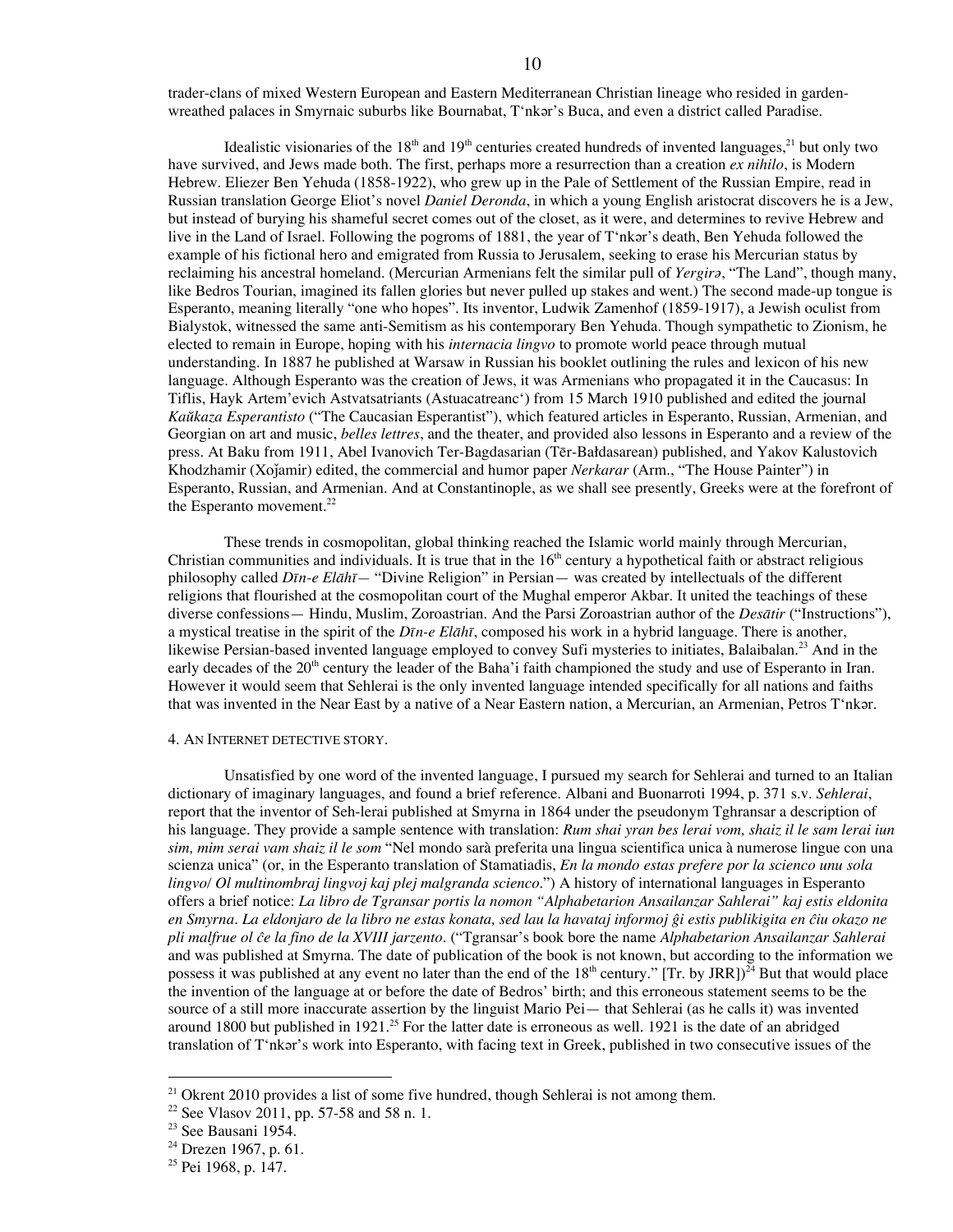trader-clans of mixed Western European and Eastern Mediterranean Christian lineage who resided in garden-wreathed palaces in Smyrnaic suburbs like Bournabat, T'nkər's Buca, and even a district called Paradise.

Idealistic visionaries of the 18th and 19th centuries created hundreds of invented languages,[21] but only two have survived, and Jews made both. The first, perhaps more a resurrection than a creation *ex nihilo*, is Modern Hebrew. Eliezer Ben Yehuda (1858-1922), who grew up in the Pale of Settlement of the Russian Empire, read in Russian translation George Eliot's novel *Daniel Deronda*, in which a young English aristocrat discovers he is a Jew, but instead of burying his shameful secret comes out of the closet, as it were, and determines to revive Hebrew and live in the Land of Israel. Following the pogroms of 1881, the year of T'nkər's death, Ben Yehuda followed the example of his fictional hero and emigrated from Russia to Jerusalem, seeking to erase his Mercurian status by reclaiming his ancestral homeland. (Mercurian Armenians felt the similar pull of *Yergirə*, "The Land", though many, like Bedros Tourian, imagined its fallen glories but never pulled up stakes and went.) The second made-up tongue is Esperanto, meaning literally "one who hopes". Its inventor, Ludwik Zamenhof (1859-1917), a Jewish oculist from Bialystok, witnessed the same anti-Semitism as his contemporary Ben Yehuda. Though sympathetic to Zionism, he elected to remain in Europe, hoping with his *internacia lingvo* to promote world peace through mutual understanding. In 1887 he published at Warsaw in Russian his booklet outlining the rules and lexicon of his new language. Although Esperanto was the creation of Jews, it was Armenians who propagated it in the Caucasus: In Tiflis, Hayk Artem'evich Astvatsatriants (Astuacatreanc') from 15 March 1910 published and edited the journal *Kaŭkaza Esperantisto* ("The Caucasian Esperantist"), which featured articles in Esperanto, Russian, Armenian, and Georgian on art and music, *belles lettres*, and the theater, and provided also lessons in Esperanto and a review of the press. At Baku from 1911, Abel Ivanovich Ter-Bagdasarian (Tēr-Bałdasarean) published, and Yakov Kalustovich Khodzhamir (Xoǰamir) edited, the commercial and humor paper *Nerkarar* (Arm., "The House Painter") in Esperanto, Russian, and Armenian. And at Constantinople, as we shall see presently, Greeks were at the forefront of the Esperanto movement.[22]

These trends in cosmopolitan, global thinking reached the Islamic world mainly through Mercurian, Christian communities and individuals. It is true that in the 16th century a hypothetical faith or abstract religious philosophy called *Dīn-e Elāhī*— "Divine Religion" in Persian— was created by intellectuals of the different religions that flourished at the cosmopolitan court of the Mughal emperor Akbar. It united the teachings of these diverse confessions— Hindu, Muslim, Zoroastrian. And the Parsi Zoroastrian author of the *Desātir* ("Instructions"), a mystical treatise in the spirit of the *Dīn-e Elāhī*, composed his work in a hybrid language. There is another, likewise Persian-based invented language employed to convey Sufi mysteries to initiates, Balaibalan.[23] And in the early decades of the 20th century the leader of the Baha'i faith championed the study and use of Esperanto in Iran. However it would seem that Sehlerai is the only invented language intended specifically for all nations and faiths that was invented in the Near East by a native of a Near Eastern nation, a Mercurian, an Armenian, Petros T'nkər.

## 4. An Internet detective story.

Unsatisfied by one word of the invented language, I pursued my search for Sehlerai and turned to an Italian dictionary of imaginary languages, and found a brief reference. Albani and Buonarroti 1994, p. 371 s.v. *Sehlerai*, report that the inventor of Seh-lerai published at Smyrna in 1864 under the pseudonym Tghransar a description of his language. They provide a sample sentence with translation: *Rum shai yran bes lerai vom, shaiz il le sam lerai iun sim, mim serai vam shaiz il le som* "Nel mondo sarà preferita una lingua scientifica unica à numerose lingue con una scienza unica" (or, in the Esperanto translation of Stamatiadis, *En la mondo estas prefere por la scienco unu sola lingvo/ Ol multinombraj lingvoj kaj plej malgranda scienco*.") A history of international languages in Esperanto offers a brief notice: *La libro de Tgransar portis la nomon "Alphabetarion Ansailanzar Sahlerai" kaj estis eldonita en Smyrna. La eldonjaro de la libro ne estas konata, sed lau la havataj informoj ĝi estis publikigita en ĉiu okazo ne pli malfrue ol ĉe la fino de la XVIII jarzento*. ("Tgransar's book bore the name *Alphabetarion Ansailanzar Sahlerai* and was published at Smyrna. The date of publication of the book is not known, but according to the information we possess it was published at any event no later than the end of the 18th century." [Tr. by JRR])[24] But that would place the invention of the language at or before the date of Bedros' birth; and this erroneous statement seems to be the source of a still more inaccurate assertion by the linguist Mario Pei— that Sehlerai (as he calls it) was invented around 1800 but published in 1921.[25] For the latter date is erroneous as well. 1921 is the date of an abridged translation of T'nkər's work into Esperanto, with facing text in Greek, published in two consecutive issues of the

---

[21] Okrent 2010 provides a list of some five hundred, though Sehlerai is not among them.

[22] See Vlasov 2011, pp. 57-58 and 58 n. 1.

[23] See Bausani 1954.

[24] Drezen 1967, p. 61.

[25] Pei 1968, p. 147.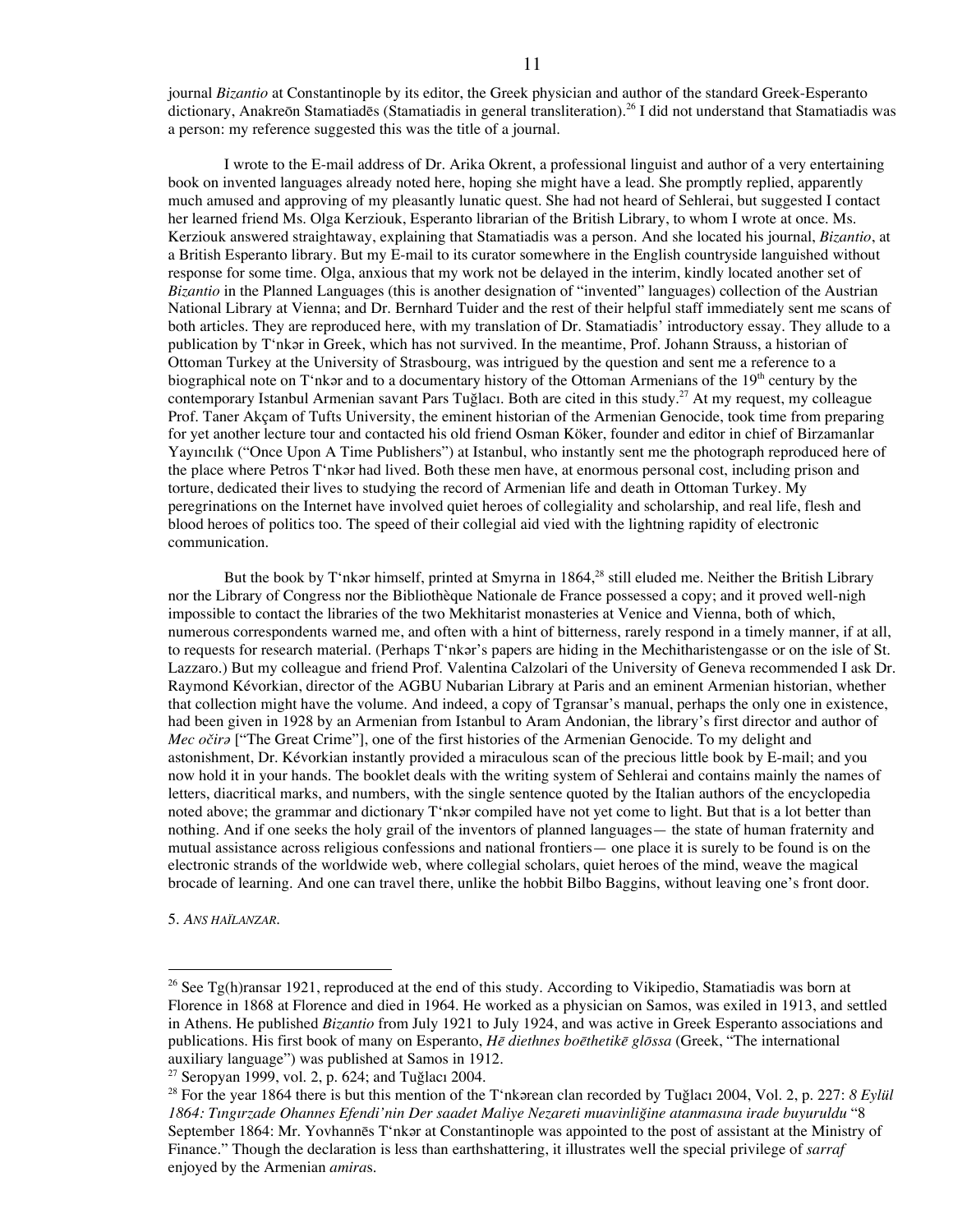journal *Bizantio* at Constantinople by its editor, the Greek physician and author of the standard Greek-Esperanto dictionary, Anakreōn Stamatiadēs (Stamatiadis in general transliteration).[26] I did not understand that Stamatiadis was a person: my reference suggested this was the title of a journal.

I wrote to the E-mail address of Dr. Arika Okrent, a professional linguist and author of a very entertaining book on invented languages already noted here, hoping she might have a lead. She promptly replied, apparently much amused and approving of my pleasantly lunatic quest. She had not heard of Sehlerai, but suggested I contact her learned friend Ms. Olga Kerziouk, Esperanto librarian of the British Library, to whom I wrote at once. Ms. Kerziouk answered straightaway, explaining that Stamatiadis was a person. And she located his journal, *Bizantio*, at a British Esperanto library. But my E-mail to its curator somewhere in the English countryside languished without response for some time. Olga, anxious that my work not be delayed in the interim, kindly located another set of *Bizantio* in the Planned Languages (this is another designation of "invented" languages) collection of the Austrian National Library at Vienna; and Dr. Bernhard Tuider and the rest of their helpful staff immediately sent me scans of both articles. They are reproduced here, with my translation of Dr. Stamatiadis' introductory essay. They allude to a publication by T'nkər in Greek, which has not survived. In the meantime, Prof. Johann Strauss, a historian of Ottoman Turkey at the University of Strasbourg, was intrigued by the question and sent me a reference to a biographical note on T'nkər and to a documentary history of the Ottoman Armenians of the 19th century by the contemporary Istanbul Armenian savant Pars Tuğlacı. Both are cited in this study.[27] At my request, my colleague Prof. Taner Akçam of Tufts University, the eminent historian of the Armenian Genocide, took time from preparing for yet another lecture tour and contacted his old friend Osman Köker, founder and editor in chief of Birzamanlar Yayıncılık ("Once Upon A Time Publishers") at Istanbul, who instantly sent me the photograph reproduced here of the place where Petros T'nkər had lived. Both these men have, at enormous personal cost, including prison and torture, dedicated their lives to studying the record of Armenian life and death in Ottoman Turkey. My peregrinations on the Internet have involved quiet heroes of collegiality and scholarship, and real life, flesh and blood heroes of politics too. The speed of their collegial aid vied with the lightning rapidity of electronic communication.

But the book by T'nkər himself, printed at Smyrna in 1864,[28] still eluded me. Neither the British Library nor the Library of Congress nor the Bibliothèque Nationale de France possessed a copy; and it proved well-nigh impossible to contact the libraries of the two Mekhitarist monasteries at Venice and Vienna, both of which, numerous correspondents warned me, and often with a hint of bitterness, rarely respond in a timely manner, if at all, to requests for research material. (Perhaps T'nkər's papers are hiding in the Mechitaristengasse or on the isle of St. Lazzaro.) But my colleague and friend Prof. Valentina Calzolari of the University of Geneva recommended I ask Dr. Raymond Kévorkian, director of the AGBU Nubarian Library at Paris and an eminent Armenian historian, whether that collection might have the volume. And indeed, a copy of Tgransar's manual, perhaps the only one in existence, had been given in 1928 by an Armenian from Istanbul to Aram Andonian, the library's first director and author of *Mec očirə* ["The Great Crime"], one of the first histories of the Armenian Genocide. To my delight and astonishment, Dr. Kévorkian instantly provided a miraculous scan of the precious little book by E-mail; and you now hold it in your hands. The booklet deals with the writing system of Sehlerai and contains mainly the names of letters, diacritical marks, and numbers, with the single sentence quoted by the Italian authors of the encyclopedia noted above; the grammar and dictionary T'nkər compiled have not yet come to light. But that is a lot better than nothing. And if one seeks the holy grail of the inventors of planned languages— the state of human fraternity and mutual assistance across religious confessions and national frontiers— one place it is surely to be found is on the electronic strands of the worldwide web, where collegial scholars, quiet heroes of the mind, weave the magical brocade of learning. And one can travel there, unlike the hobbit Bilbo Baggins, without leaving one's front door.

5. *ANS HAÏLANZAR*.

---

[26] See Tg(h)ransar 1921, reproduced at the end of this study. According to Vikipedio, Stamatiadis was born at Florence in 1868 at Florence and died in 1964. He worked as a physician on Samos, was exiled in 1913, and settled in Athens. He published *Bizantio* from July 1921 to July 1924, and was active in Greek Esperanto associations and publications. His first book of many on Esperanto, *Hē diethnes boēthetikē glōssa* (Greek, "The international auxiliary language") was published at Samos in 1912.

[27] Seropyan 1999, vol. 2, p. 624; and Tuğlacı 2004.

[28] For the year 1864 there is but this mention of the T'nkərean clan recorded by Tuğlacı 2004, Vol. 2, p. 227: *8 Eylül 1864: Tıngırzade Ohannes Efendi'nin Der saadet Maliye Nezareti muavinliğine atanmasına irade buyuruldu* "8 September 1864: Mr. Yovhannēs T'nkər at Constantinople was appointed to the post of assistant at the Ministry of Finance." Though the declaration is less than earthshattering, it illustrates well the special privilege of *sarraf* enjoyed by the Armenian *amira*s.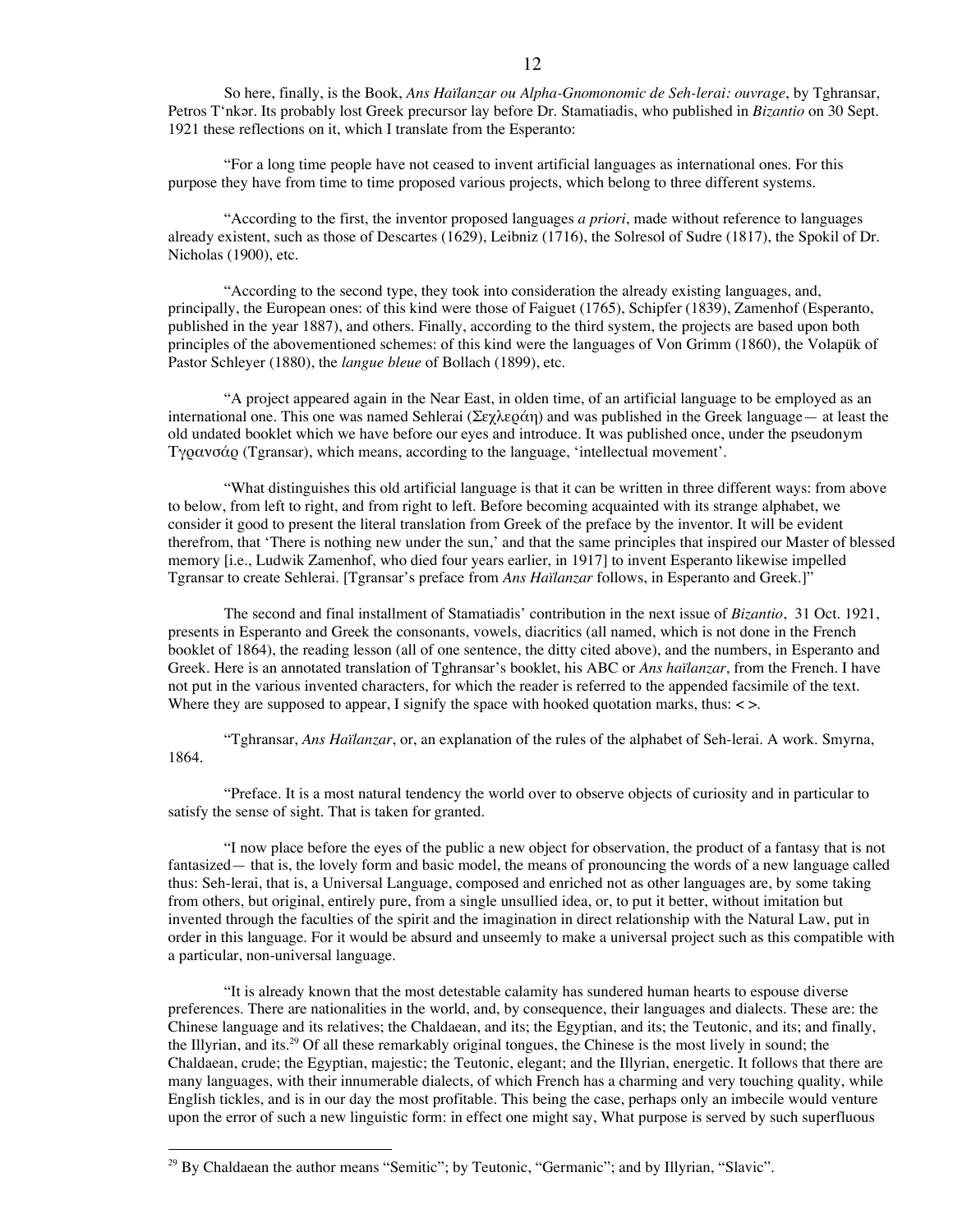So here, finally, is the Book, *Ans Haïlanzar ou Alpha-Gnomonomic de Seh-lerai: ouvrage*, by Tghransar, Petros T'nkər. Its probably lost Greek precursor lay before Dr. Stamatiadis, who published in *Bizantio* on 30 Sept. 1921 these reflections on it, which I translate from the Esperanto:

"For a long time people have not ceased to invent artificial languages as international ones. For this purpose they have from time to time proposed various projects, which belong to three different systems.

"According to the first, the inventor proposed languages *a priori*, made without reference to languages already existent, such as those of Descartes (1629), Leibniz (1716), the Solresol of Sudre (1817), the Spokil of Dr. Nicholas (1900), etc.

"According to the second type, they took into consideration the already existing languages, and, principally, the European ones: of this kind were those of Faiguet (1765), Schipfer (1839), Zamenhof (Esperanto, published in the year 1887), and others. Finally, according to the third system, the projects are based upon both principles of the abovementioned schemes: of this kind were the languages of Von Grimm (1860), the Volapük of Pastor Schleyer (1880), the *langue bleue* of Bollach (1899), etc.

"A project appeared again in the Near East, in olden time, of an artificial language to be employed as an international one. This one was named Sehlerai (Σεχλεράη) and was published in the Greek language— at least the old undated booklet which we have before our eyes and introduce. It was published once, under the pseudonym Τγρανσάρ (Tgransar), which means, according to the language, 'intellectual movement'.

"What distinguishes this old artificial language is that it can be written in three different ways: from above to below, from left to right, and from right to left. Before becoming acquainted with its strange alphabet, we consider it good to present the literal translation from Greek of the preface by the inventor. It will be evident therefrom, that 'There is nothing new under the sun,' and that the same principles that inspired our Master of blessed memory [i.e., Ludwik Zamenhof, who died four years earlier, in 1917] to invent Esperanto likewise impelled Tgransar to create Sehlerai. [Tgransar's preface from *Ans Haïlanzar* follows, in Esperanto and Greek.]"

The second and final installment of Stamatiadis' contribution in the next issue of *Bizantio*, 31 Oct. 1921, presents in Esperanto and Greek the consonants, vowels, diacritics (all named, which is not done in the French booklet of 1864), the reading lesson (all of one sentence, the ditty cited above), and the numbers, in Esperanto and Greek. Here is an annotated translation of Tghransar's booklet, his ABC or *Ans haïlanzar*, from the French. I have not put in the various invented characters, for which the reader is referred to the appended facsimile of the text. Where they are supposed to appear, I signify the space with hooked quotation marks, thus: < >.

"Tghransar, *Ans Haïlanzar*, or, an explanation of the rules of the alphabet of Seh-lerai. A work. Smyrna, 1864.

"Preface. It is a most natural tendency the world over to observe objects of curiosity and in particular to satisfy the sense of sight. That is taken for granted.

"I now place before the eyes of the public a new object for observation, the product of a fantasy that is not fantasized— that is, the lovely form and basic model, the means of pronouncing the words of a new language called thus: Seh-lerai, that is, a Universal Language, composed and enriched not as other languages are, by some taking from others, but original, entirely pure, from a single unsullied idea, or, to put it better, without imitation but invented through the faculties of the spirit and the imagination in direct relationship with the Natural Law, put in order in this language. For it would be absurd and unseemly to make a universal project such as this compatible with a particular, non-universal language.

"It is already known that the most detestable calamity has sundered human hearts to espouse diverse preferences. There are nationalities in the world, and, by consequence, their languages and dialects. These are: the Chinese language and its relatives; the Chaldaean, and its; the Egyptian, and its; the Teutonic, and its; and finally, the Illyrian, and its.[29] Of all these remarkably original tongues, the Chinese is the most lively in sound; the Chaldaean, crude; the Egyptian, majestic; the Teutonic, elegant; and the Illyrian, energetic. It follows that there are many languages, with their innumerable dialects, of which French has a charming and very touching quality, while English tickles, and is in our day the most profitable. This being the case, perhaps only an imbecile would venture upon the error of such a new linguistic form: in effect one might say, What purpose is served by such superfluous

[29] By Chaldaean the author means "Semitic"; by Teutonic, "Germanic"; and by Illyrian, "Slavic".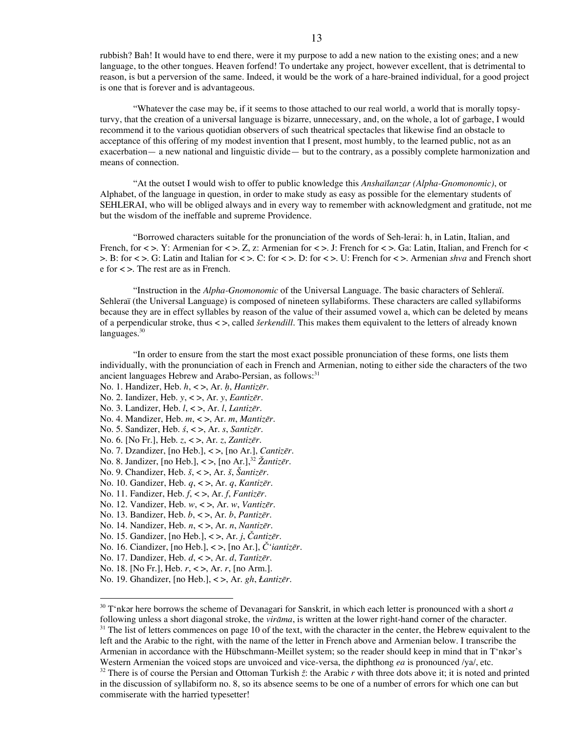rubbish? Bah! It would have to end there, were it my purpose to add a new nation to the existing ones; and a new language, to the other tongues. Heaven forfend! To undertake any project, however excellent, that is detrimental to reason, is but a perversion of the same. Indeed, it would be the work of a hare-brained individual, for a good project is one that is forever and is advantageous.

"Whatever the case may be, if it seems to those attached to our real world, a world that is morally topsy-turvy, that the creation of a universal language is bizarre, unnecessary, and, on the whole, a lot of garbage, I would recommend it to the various quotidian observers of such theatrical spectacles that likewise find an obstacle to acceptance of this offering of my modest invention that I present, most humbly, to the learned public, not as an exacerbation— a new national and linguistic divide— but to the contrary, as a possibly complete harmonization and means of connection.

"At the outset I would wish to offer to public knowledge this *Anshaïlanzar (Alpha-Gnomonomic)*, or Alphabet, of the language in question, in order to make study as easy as possible for the elementary students of SEHLERAI, who will be obliged always and in every way to remember with acknowledgment and gratitude, not me but the wisdom of the ineffable and supreme Providence.

"Borrowed characters suitable for the pronunciation of the words of Seh-lerai: h, in Latin, Italian, and French, for < >. Y: Armenian for < >. Z, z: Armenian for < >. J: French for < >. Ga: Latin, Italian, and French for < >. B: for < >. G: Latin and Italian for < >. C: for < >. D: for < >. U: French for < >. Armenian *shva* and French short e for < >. The rest are as in French.

"Instruction in the *Alpha-Gnomonomic* of the Universal Language. The basic characters of Sehleraï. Sehleraï (the Universal Language) is composed of nineteen syllabiforms. These characters are called syllabiforms because they are in effect syllables by reason of the value of their assumed vowel a, which can be deleted by means of a perpendicular stroke, thus < >, called *šerkendill*. This makes them equivalent to the letters of already known languages.[30]

"In order to ensure from the start the most exact possible pronunciation of these forms, one lists them individually, with the pronunciation of each in French and Armenian, noting to either side the characters of the two ancient languages Hebrew and Arabo-Persian, as follows:[31]

No. 1. Handizer, Heb. *h*, < >, Ar. *ḥ*, *Hantizēr*.
No. 2. Iandizer, Heb. *y*, < >, Ar. *y*, *Eantizēr*.
No. 3. Landizer, Heb. *l*, < >, Ar. *l*, *Lantizēr*.
No. 4. Mandizer, Heb. *m*, < >, Ar. *m*, *Mantizēr*.
No. 5. Sandizer, Heb. *ś*, < >, Ar. *s*, *Santizēr*.
No. 6. [No Fr.], Heb. *z*, < >, Ar. *z*, *Zantizēr*.
No. 7. Dzandizer, [no Heb.], < >, [no Ar.], *Cantizēr*.
No. 8. Jandizer, [no Heb.], < >, [no Ar.],[32] *Žantizēr*.
No. 9. Chandizer, Heb. *š*, < >, Ar. *š*, *Šantizēr*.
No. 10. Gandizer, Heb. *q*, < >, Ar. *q*, *Kantizēr*.
No. 11. Fandizer, Heb. *f*, < >, Ar. *f*, *Fantizēr*.
No. 12. Vandizer, Heb. *w*, < >, Ar. *w*, *Vantizēr*.
No. 13. Bandizer, Heb. *b*, < >, Ar. *b*, *Pantizēr*.
No. 14. Nandizer, Heb. *n*, < >, Ar. *n*, *Nantizēr*.
No. 15. Gandizer, [no Heb.], < >, Ar. *j*, *Čantizēr*.
No. 16. Ciandizer, [no Heb.], < >, [no Ar.], *Č'iantizēr*.
No. 17. Dandizer, Heb. *d*, < >, Ar. *d*, *Tantizēr*.
No. 18. [No Fr.], Heb. *r*, < >, Ar. *r*, [no Arm.].
No. 19. Ghandizer, [no Heb.], < >, Ar. *gh*, *Łantizēr*.

---

[30] T'nkər here borrows the scheme of Devanagari for Sanskrit, in which each letter is pronounced with a short *a* following unless a short diagonal stroke, the *virāma*, is written at the lower right-hand corner of the character.

[31] The list of letters commences on page 10 of the text, with the character in the center, the Hebrew equivalent to the left and the Arabic to the right, with the name of the letter in French above and Armenian below. I transcribe the Armenian in accordance with the Hübschmann-Meillet system; so the reader should keep in mind that in T'nkər's Western Armenian the voiced stops are unvoiced and vice-versa, the diphthong *ea* is pronounced /ya/, etc.

[32] There is of course the Persian and Ottoman Turkish *ž*: the Arabic *r* with three dots above it; it is noted and printed in the discussion of syllabiform no. 8, so its absence seems to be one of a number of errors for which one can but commiserate with the harried typesetter!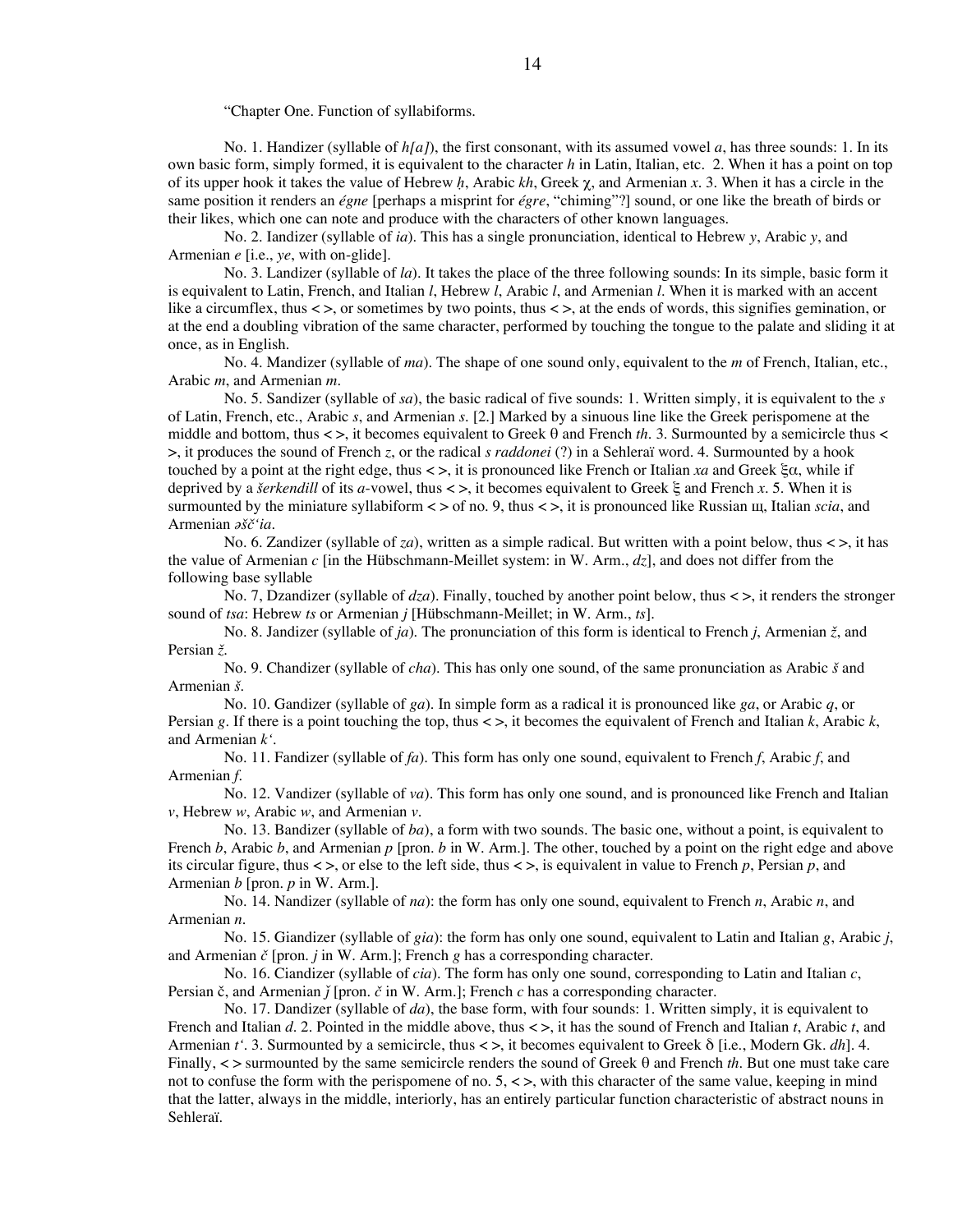"Chapter One. Function of syllabiforms.

No. 1. Handizer (syllable of *h[a]*), the first consonant, with its assumed vowel *a*, has three sounds: 1. In its own basic form, simply formed, it is equivalent to the character *h* in Latin, Italian, etc. 2. When it has a point on top of its upper hook it takes the value of Hebrew *ḥ*, Arabic *kh*, Greek χ, and Armenian *x*. 3. When it has a circle in the same position it renders an *égne* [perhaps a misprint for *égre*, "chiming"?] sound, or one like the breath of birds or their likes, which one can note and produce with the characters of other known languages.

No. 2. Iandizer (syllable of *ia*). This has a single pronunciation, identical to Hebrew *y*, Arabic *y*, and Armenian *e* [i.e., *ye*, with on-glide].

No. 3. Landizer (syllable of *la*). It takes the place of the three following sounds: In its simple, basic form it is equivalent to Latin, French, and Italian *l*, Hebrew *l*, Arabic *l*, and Armenian *l*. When it is marked with an accent like a circumflex, thus < >, or sometimes by two points, thus < >, at the ends of words, this signifies gemination, or at the end a doubling vibration of the same character, performed by touching the tongue to the palate and sliding it at once, as in English.

No. 4. Mandizer (syllable of *ma*). The shape of one sound only, equivalent to the *m* of French, Italian, etc., Arabic *m*, and Armenian *m*.

No. 5. Sandizer (syllable of *sa*), the basic radical of five sounds: 1. Written simply, it is equivalent to the *s* of Latin, French, etc., Arabic *s*, and Armenian *s*. [2.] Marked by a sinuous line like the Greek perispomene at the middle and bottom, thus < >, it becomes equivalent to Greek θ and French *th*. 3. Surmounted by a semicircle thus < >, it produces the sound of French *z*, or the radical *s raddonei* (?) in a Sehleraï word. 4. Surmounted by a hook touched by a point at the right edge, thus < >, it is pronounced like French or Italian *xa* and Greek ξα, while if deprived by a *šerkendill* of its *a*-vowel, thus < >, it becomes equivalent to Greek ξ and French *x*. 5. When it is surmounted by the miniature syllabiform < > of no. 9, thus < >, it is pronounced like Russian щ, Italian *scia*, and Armenian *əšč'ia*.

No. 6. Zandizer (syllable of *za*), written as a simple radical. But written with a point below, thus < >, it has the value of Armenian *c* [in the Hübschmann-Meillet system: in W. Arm., *dz*], and does not differ from the following base syllable

No. 7, Dzandizer (syllable of *dza*). Finally, touched by another point below, thus < >, it renders the stronger sound of *tsa*: Hebrew *ts* or Armenian *j* [Hübschmann-Meillet; in W. Arm., *ts*].

No. 8. Jandizer (syllable of *ja*). The pronunciation of this form is identical to French *j*, Armenian *ž*, and Persian *ž*.

No. 9. Chandizer (syllable of *cha*). This has only one sound, of the same pronunciation as Arabic *š* and Armenian *š*.

No. 10. Gandizer (syllable of *ga*). In simple form as a radical it is pronounced like *ga*, or Arabic *q*, or Persian *g*. If there is a point touching the top, thus < >, it becomes the equivalent of French and Italian *k*, Arabic *k*, and Armenian *k'*.

No. 11. Fandizer (syllable of *fa*). This form has only one sound, equivalent to French *f*, Arabic *f*, and Armenian *f*.

No. 12. Vandizer (syllable of *va*). This form has only one sound, and is pronounced like French and Italian *v*, Hebrew *w*, Arabic *w*, and Armenian *v*.

No. 13. Bandizer (syllable of *ba*), a form with two sounds. The basic one, without a point, is equivalent to French *b*, Arabic *b*, and Armenian *p* [pron. *b* in W. Arm.]. The other, touched by a point on the right edge and above its circular figure, thus < >, or else to the left side, thus < >, is equivalent in value to French *p*, Persian *p*, and Armenian *b* [pron. *p* in W. Arm.].

No. 14. Nandizer (syllable of *na*): the form has only one sound, equivalent to French *n*, Arabic *n*, and Armenian *n*.

No. 15. Giandizer (syllable of *gia*): the form has only one sound, equivalent to Latin and Italian *g*, Arabic *j*, and Armenian *č* [pron. *j* in W. Arm.]; French *g* has a corresponding character.

No. 16. Ciandizer (syllable of *cia*). The form has only one sound, corresponding to Latin and Italian *c*, Persian č, and Armenian *ǰ* [pron. *č* in W. Arm.]; French *c* has a corresponding character.

No. 17. Dandizer (syllable of *da*), the base form, with four sounds: 1. Written simply, it is equivalent to French and Italian *d*. 2. Pointed in the middle above, thus < >, it has the sound of French and Italian *t*, Arabic *t*, and Armenian *t'*. 3. Surmounted by a semicircle, thus < >, it becomes equivalent to Greek δ [i.e., Modern Gk. *dh*]. 4. Finally, < > surmounted by the same semicircle renders the sound of Greek θ and French *th*. But one must take care not to confuse the form with the perispomene of no. 5, < >, with this character of the same value, keeping in mind that the latter, always in the middle, interiorly, has an entirely particular function characteristic of abstract nouns in Sehleraï.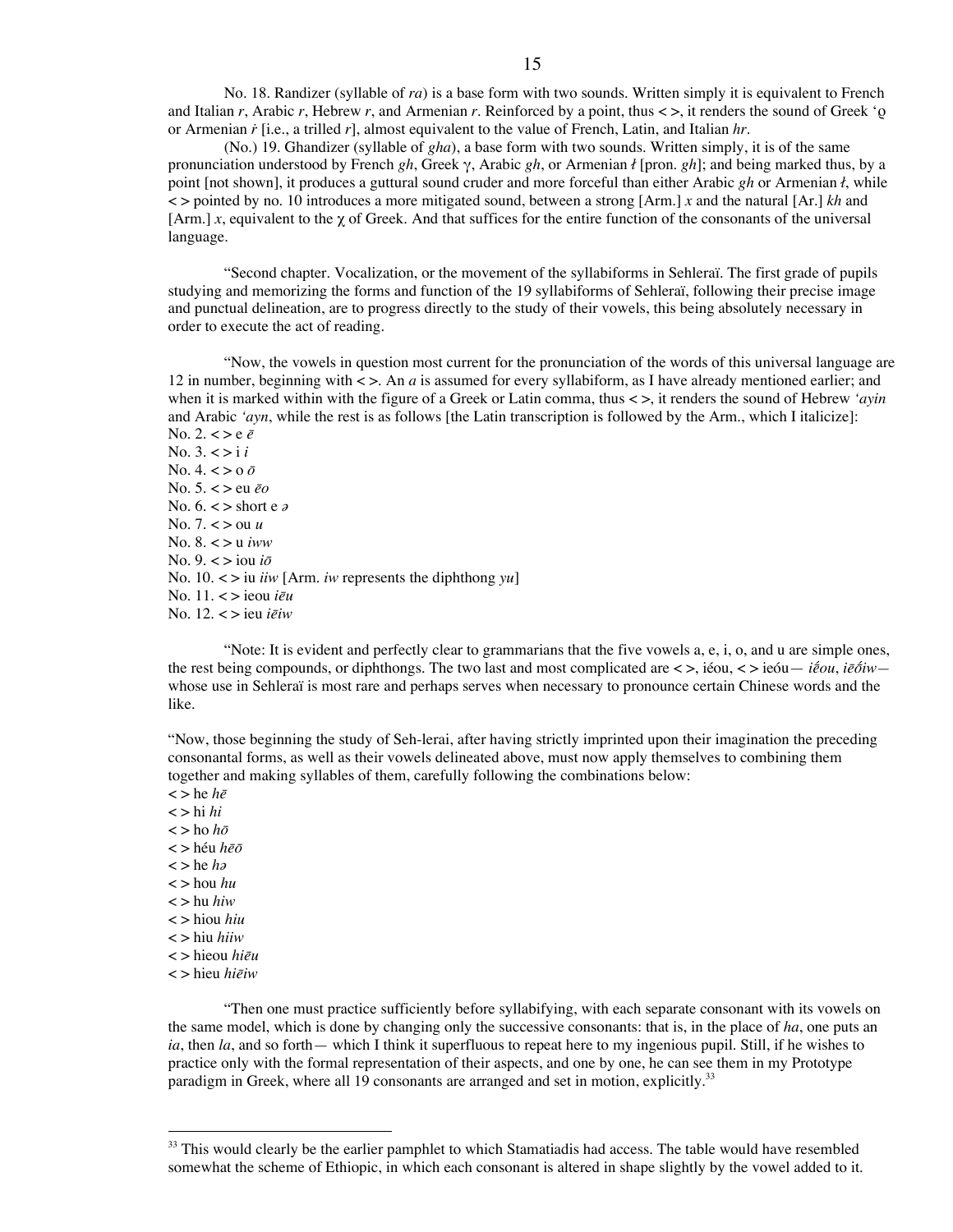No. 18. Randizer (syllable of *ra*) is a base form with two sounds. Written simply it is equivalent to French and Italian *r*, Arabic *r*, Hebrew *r*, and Armenian *r*. Reinforced by a point, thus < >, it renders the sound of Greek ‘ϱ or Armenian *ṙ* [i.e., a trilled *r*], almost equivalent to the value of French, Latin, and Italian *hr*.

(No.) 19. Ghandizer (syllable of *gha*), a base form with two sounds. Written simply, it is of the same pronunciation understood by French *gh*, Greek γ, Arabic *gh*, or Armenian *ł* [pron. *gh*]; and being marked thus, by a point [not shown], it produces a guttural sound cruder and more forceful than either Arabic *gh* or Armenian *ł*, while < > pointed by no. 10 introduces a more mitigated sound, between a strong [Arm.] *x* and the natural [Ar.] *kh* and [Arm.] *x*, equivalent to the χ of Greek. And that suffices for the entire function of the consonants of the universal language.

“Second chapter. Vocalization, or the movement of the syllabiforms in Sehleraï. The first grade of pupils studying and memorizing the forms and function of the 19 syllabiforms of Sehleraï, following their precise image and punctual delineation, are to progress directly to the study of their vowels, this being absolutely necessary in order to execute the act of reading.

“Now, the vowels in question most current for the pronunciation of the words of this universal language are 12 in number, beginning with < >. An *a* is assumed for every syllabiform, as I have already mentioned earlier; and when it is marked within with the figure of a Greek or Latin comma, thus < >, it renders the sound of Hebrew *‘ayin* and Arabic *‘ayn*, while the rest is as follows [the Latin transcription is followed by the Arm., which I italicize]:
No. 2. < > e *ē*
No. 3. < > i *i*
No. 4. < > o *ō*
No. 5. < > eu *ēo*
No. 6. < > short e *ə*
No. 7. < > ou *u*
No. 8. < > u *iww*
No. 9. < > iou *iō*
No. 10. < > iu *iiw* [Arm. *iw* represents the diphthong *yu*]
No. 11. < > ieou *iēu*
No. 12. < > ieu *iēiw*

“Note: It is evident and perfectly clear to grammarians that the five vowels a, e, i, o, and u are simple ones, the rest being compounds, or diphthongs. The two last and most complicated are < >, iéou, < > ieóu— *iḗou*, *iēṓiw*— whose use in Sehleraï is most rare and perhaps serves when necessary to pronounce certain Chinese words and the like.

“Now, those beginning the study of Seh-lerai, after having strictly imprinted upon their imagination the preceding consonantal forms, as well as their vowels delineated above, must now apply themselves to combining them together and making syllables of them, carefully following the combinations below:
< > he *hē*
< > hi *hi*
< > ho *hō*
< > héu *hēō*
< > he *hə*
< > hou *hu*
< > hu *hiw*
< > hiou *hiu*
< > hiu *hiiw*
< > hieou *hiēu*
< > hieu *hiēiw*

“Then one must practice sufficiently before syllabifying, with each separate consonant with its vowels on the same model, which is done by changing only the successive consonants: that is, in the place of *ha*, one puts an *ia*, then *la*, and so forth— which I think it superfluous to repeat here to my ingenious pupil. Still, if he wishes to practice only with the formal representation of their aspects, and one by one, he can see them in my Prototype paradigm in Greek, where all 19 consonants are arranged and set in motion, explicitly.[33]

[33] This would clearly be the earlier pamphlet to which Stamatiadis had access. The table would have resembled somewhat the scheme of Ethiopic, in which each consonant is altered in shape slightly by the vowel added to it.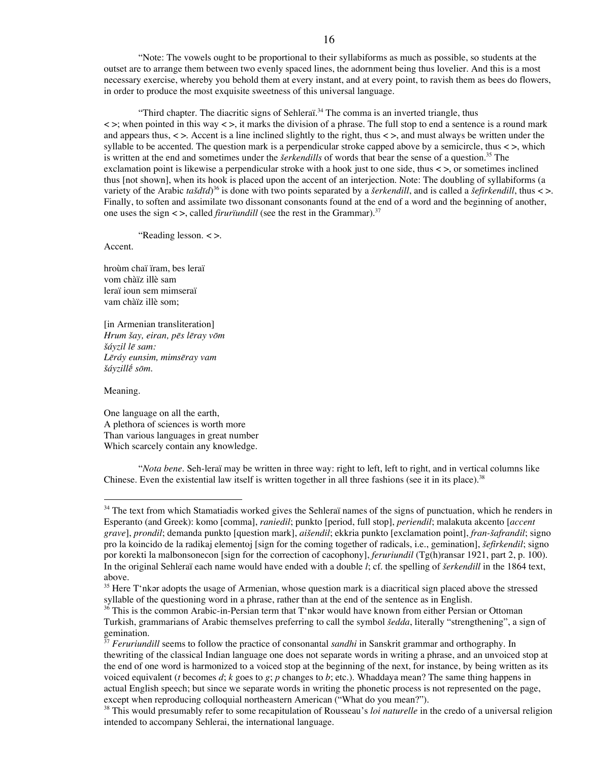"Note: The vowels ought to be proportional to their syllabiforms as much as possible, so students at the outset are to arrange them between two evenly spaced lines, the adornment being thus lovelier. And this is a most necessary exercise, whereby you behold them at every instant, and at every point, to ravish them as bees do flowers, in order to produce the most exquisite sweetness of this universal language.

"Third chapter. The diacritic signs of Sehleraï.[34] The comma is an inverted triangle, thus < >; when pointed in this way < >, it marks the division of a phrase. The full stop to end a sentence is a round mark and appears thus, < >. Accent is a line inclined slightly to the right, thus < >, and must always be written under the syllable to be accented. The question mark is a perpendicular stroke capped above by a semicircle, thus < >, which is written at the end and sometimes under the *šerkendills* of words that bear the sense of a question.[35] The exclamation point is likewise a perpendicular stroke with a hook just to one side, thus < >, or sometimes inclined thus [not shown], when its hook is placed upon the accent of an interjection. Note: The doubling of syllabiforms (a variety of the Arabic *tašdīd*)[36] is done with two points separated by a *šerkendill*, and is called a *šefirkendill*, thus < >. Finally, to soften and assimilate two dissonant consonants found at the end of a word and the beginning of another, one uses the sign < >, called *firurïundill* (see the rest in the Grammar).[37]

"Reading lesson. < >.
Accent.

hroùm chaï ïram, bes leraï
vom chàïz illè sam
leraï ioun sem mimseraï
vam chàïz illè som;

[in Armenian transliteration]
*Hrum šay, eiran, pēs lēray vōm*
*šáyzil lē sam:*
*Lēráy eunsim, mimsēray vam*
*šáyzillḗ sōm.*

Meaning.

One language on all the earth,
A plethora of sciences is worth more
Than various languages in great number
Which scarcely contain any knowledge.

"*Nota bene*. Seh-leraï may be written in three way: right to left, left to right, and in vertical columns like Chinese. Even the existential law itself is written together in all three fashions (see it in its place).[38]

---

[34] The text from which Stamatiadis worked gives the Sehleraï names of the signs of punctuation, which he renders in Esperanto (and Greek): komo [comma], *raniedil*; punkto [period, full stop], *periendil*; malakuta akcento [*accent grave*], *prondil*; demanda punkto [question mark], *aišendil*; ekkria punkto [exclamation point], *fran-šafrandil*; signo pro la koincido de la radikaj elementoj [sign for the coming together of radicals, i.e., gemination], *šefirkendil*; signo por korekti la malbonsonecon [sign for the correction of cacophony], *feruriundil* (Tg(h)ransar 1921, part 2, p. 100). In the original Sehleraï each name would have ended with a double *l*; cf. the spelling of *šerkendill* in the 1864 text, above.

[35] Here T'nkər adopts the usage of Armenian, whose question mark is a diacritical sign placed above the stressed syllable of the questioning word in a phrase, rather than at the end of the sentence as in English.

[36] This is the common Arabic-in-Persian term that T'nkər would have known from either Persian or Ottoman Turkish, grammarians of Arabic themselves preferring to call the symbol *šedda*, literally "strengthening", a sign of gemination.

[37] *Feruriundill* seems to follow the practice of consonantal *sandhi* in Sanskrit grammar and orthography. In thewriting of the classical Indian language one does not separate words in writing a phrase, and an unvoiced stop at the end of one word is harmonized to a voiced stop at the beginning of the next, for instance, by being written as its voiced equivalent (*t* becomes *d*; *k* goes to *g*; *p* changes to *b*; etc.). Whaddaya mean? The same thing happens in actual English speech; but since we separate words in writing the phonetic process is not represented on the page, except when reproducing colloquial northeastern American ("What do you mean?").

[38] This would presumably refer to some recapitulation of Rousseau's *loi naturelle* in the credo of a universal religion intended to accompany Sehlerai, the international language.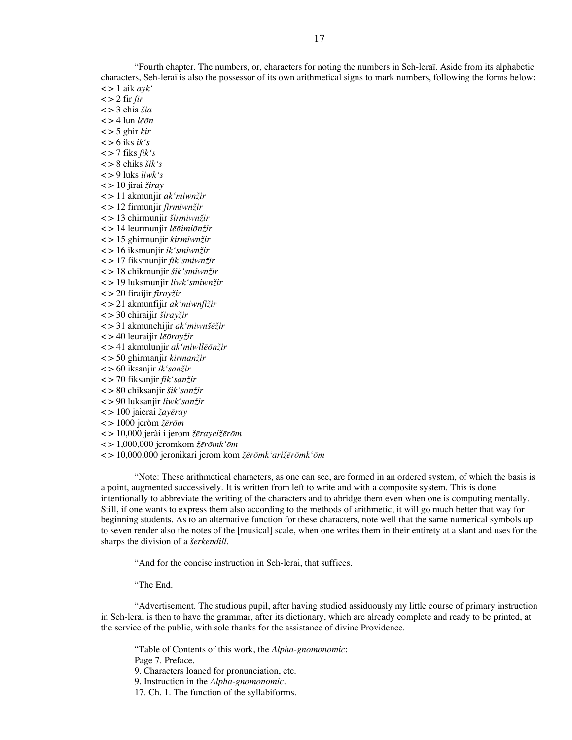"Fourth chapter. The numbers, or, characters for noting the numbers in Seh-leraï. Aside from its alphabetic characters, Seh-leraï is also the possessor of its own arithmetical signs to mark numbers, following the forms below:

< > 1 aik *ayk'*
< > 2 fir *fir*
< > 3 chia *šia*
< > 4 lun *lēōn*
< > 5 ghir *kir*
< > 6 iks *ik's*
< > 7 fiks *fik's*
< > 8 chiks *šik's*
< > 9 luks *liwk's*
< > 10 jirai *žiray*
< > 11 akmunjir *ak'miwnžir*
< > 12 firmunjir *firmiwnžir*
< > 13 chirmunjir *širmiwnžir*
< > 14 leurmunjir *lēōimiōnžir*
< > 15 ghirmunjir *kirmiwnžir*
< > 16 iksmunjir *ik'smiwnžir*
< > 17 fiksmunjir *fik'smiwnžir*
< > 18 chikmunjir *šik'smiwnžir*
< > 19 luksmunjir *liwk'smiwnžir*
< > 20 firaijir *firayžir*
< > 21 akmunfijir *ak'miwnfižir*
< > 30 chiraijir *širayžir*
< > 31 akmunchijir *ak'miwnšēžir*
< > 40 leuraijir *lēōrayžir*
< > 41 akmulunjir *ak'miwllēōnžir*
< > 50 ghirmanjir *kirmanžir*
< > 60 iksanjir *ik'sanžir*
< > 70 fiksanjir *fik'sanžir*
< > 80 chiksanjir *šik'sanžir*
< > 90 luksanjir *liwk'sanžir*
< > 100 jaierai *žayēray*
< > 1000 jeròm *žērōm*
< > 10,000 jerài i jerom *žērayeižērōm*
< > 1,000,000 jeromkom *žērōmk'ōm*
< > 10,000,000 jeronikari jerom kom *žērōmk'arižērōmk'ōm*

"Note: These arithmetical characters, as one can see, are formed in an ordered system, of which the basis is a point, augmented successively. It is written from left to write and with a composite system. This is done intentionally to abbreviate the writing of the characters and to abridge them even when one is computing mentally. Still, if one wants to express them also according to the methods of arithmetic, it will go much better that way for beginning students. As to an alternative function for these characters, note well that the same numerical symbols up to seven render also the notes of the [musical] scale, when one writes them in their entirety at a slant and uses for the sharps the division of a *šerkendill*.

"And for the concise instruction in Seh-lerai, that suffices.

"The End.

"Advertisement. The studious pupil, after having studied assiduously my little course of primary instruction in Seh-lerai is then to have the grammar, after its dictionary, which are already complete and ready to be printed, at the service of the public, with sole thanks for the assistance of divine Providence.

"Table of Contents of this work, the *Alpha-gnomonomic*:

Page 7. Preface.
9. Characters loaned for pronunciation, etc.
9. Instruction in the *Alpha-gnomonomic*.
17. Ch. 1. The function of the syllabiforms.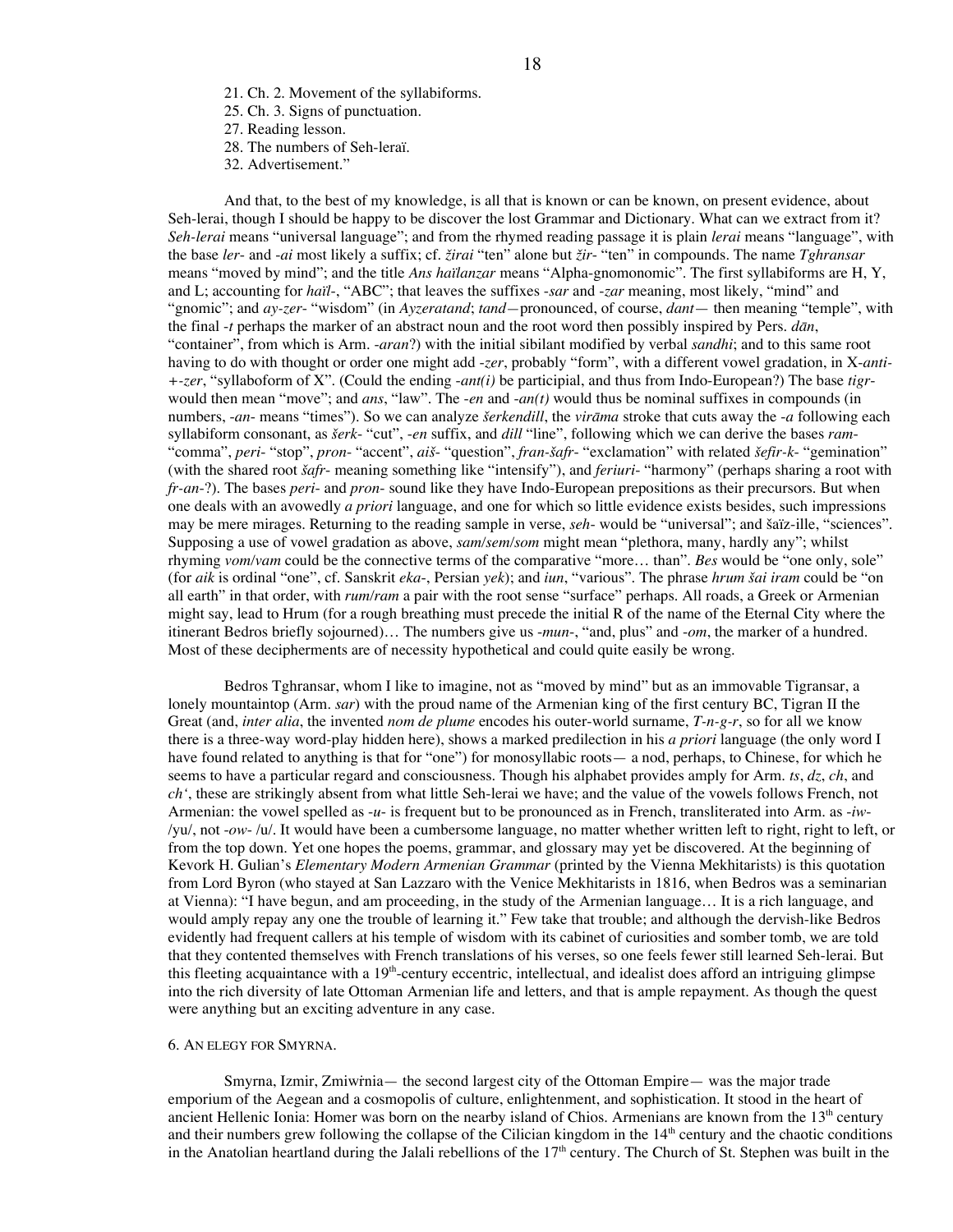21. Ch. 2. Movement of the syllabiforms.
25. Ch. 3. Signs of punctuation.
27. Reading lesson.
28. The numbers of Seh-leraï.
32. Advertisement."

And that, to the best of my knowledge, is all that is known or can be known, on present evidence, about Seh-lerai, though I should be happy to be discover the lost Grammar and Dictionary. What can we extract from it? *Seh-lerai* means "universal language"; and from the rhymed reading passage it is plain *lerai* means "language", with the base *ler-* and *-ai* most likely a suffix; cf. *žirai* "ten" alone but *žir-* "ten" in compounds. The name *Tghransar* means "moved by mind"; and the title *Ans haïlanzar* means "Alpha-gnomonomic". The first syllabiforms are H, Y, and L; accounting for *haïl-*, "ABC"; that leaves the suffixes *-sar* and *-zar* meaning, most likely, "mind" and "gnomic"; and *ay-zer-* "wisdom" (in *Ayzeratand*; *tand*—pronounced, of course, *dant*— then meaning "temple", with the final *-t* perhaps the marker of an abstract noun and the root word then possibly inspired by Pers. *dān*, "container", from which is Arm. *-aran*?) with the initial sibilant modified by verbal *sandhi*; and to this same root having to do with thought or order one might add *-zer*, probably "form", with a different vowel gradation, in X-*anti-+-zer*, "syllaboform of X". (Could the ending *-ant(i)* be participial, and thus from Indo-European?) The base *tigr-* would then mean "move"; and *ans*, "law". The *-en* and *-an(t)* would thus be nominal suffixes in compounds (in numbers, *-an-* means "times"). So we can analyze *šerkendill*, the *virāma* stroke that cuts away the *-a* following each syllabiform consonant, as *šerk-* "cut", *-en* suffix, and *dill* "line", following which we can derive the bases *ram-* "comma", *peri-* "stop", *pron-* "accent", *aiš-* "question", *fran-šafr-* "exclamation" with related *šefir-k-* "gemination" (with the shared root *šafr-* meaning something like "intensify"), and *feriuri-* "harmony" (perhaps sharing a root with *fr-an-*?). The bases *peri-* and *pron-* sound like they have Indo-European prepositions as their precursors. But when one deals with an avowedly *a priori* language, and one for which so little evidence exists besides, such impressions may be mere mirages. Returning to the reading sample in verse, *seh-* would be "universal"; and šaïz-ille, "sciences". Supposing a use of vowel gradation as above, *sam*/*sem*/*som* might mean "plethora, many, hardly any"; whilst rhyming *vom*/*vam* could be the connective terms of the comparative "more… than". *Bes* would be "one only, sole" (for *aik* is ordinal "one", cf. Sanskrit *eka-*, Persian *yek*); and *iun*, "various". The phrase *hrum šai iram* could be "on all earth" in that order, with *rum*/*ram* a pair with the root sense "surface" perhaps. All roads, a Greek or Armenian might say, lead to Hrum (for a rough breathing must precede the initial R of the name of the Eternal City where the itinerant Bedros briefly sojourned)… The numbers give us *-mun-*, "and, plus" and *-om*, the marker of a hundred. Most of these decipherments are of necessity hypothetical and could quite easily be wrong.

Bedros Tghransar, whom I like to imagine, not as "moved by mind" but as an immovable Tigransar, a lonely mountaintop (Arm. *sar*) with the proud name of the Armenian king of the first century BC, Tigran II the Great (and, *inter alia*, the invented *nom de plume* encodes his outer-world surname, *T-n-g-r*, so for all we know there is a three-way word-play hidden here), shows a marked predilection in his *a priori* language (the only word I have found related to anything is that for "one") for monosyllabic roots— a nod, perhaps, to Chinese, for which he seems to have a particular regard and consciousness. Though his alphabet provides amply for Arm. *ts*, *dz*, *ch*, and *ch'*, these are strikingly absent from what little Seh-lerai we have; and the value of the vowels follows French, not Armenian: the vowel spelled as *-u-* is frequent but to be pronounced as in French, transliterated into Arm. as *-iw-* /yu/, not *-ow-* /u/. It would have been a cumbersome language, no matter whether written left to right, right to left, or from the top down. Yet one hopes the poems, grammar, and glossary may yet be discovered. At the beginning of Kevork H. Gulian's *Elementary Modern Armenian Grammar* (printed by the Vienna Mekhitarists) is this quotation from Lord Byron (who stayed at San Lazzaro with the Venice Mekhitarists in 1816, when Bedros was a seminarian at Vienna): "I have begun, and am proceeding, in the study of the Armenian language… It is a rich language, and would amply repay any one the trouble of learning it." Few take that trouble; and although the dervish-like Bedros evidently had frequent callers at his temple of wisdom with its cabinet of curiosities and somber tomb, we are told that they contented themselves with French translations of his verses, so one feels fewer still learned Seh-lerai. But this fleeting acquaintance with a 19th-century eccentric, intellectual, and idealist does afford an intriguing glimpse into the rich diversity of late Ottoman Armenian life and letters, and that is ample repayment. As though the quest were anything but an exciting adventure in any case.

## 6. An elegy for Smyrna.

Smyrna, Izmir, Zmiwṙnia— the second largest city of the Ottoman Empire— was the major trade emporium of the Aegean and a cosmopolis of culture, enlightenment, and sophistication. It stood in the heart of ancient Hellenic Ionia: Homer was born on the nearby island of Chios. Armenians are known from the 13th century and their numbers grew following the collapse of the Cilician kingdom in the 14th century and the chaotic conditions in the Anatolian heartland during the Jalali rebellions of the 17th century. The Church of St. Stephen was built in the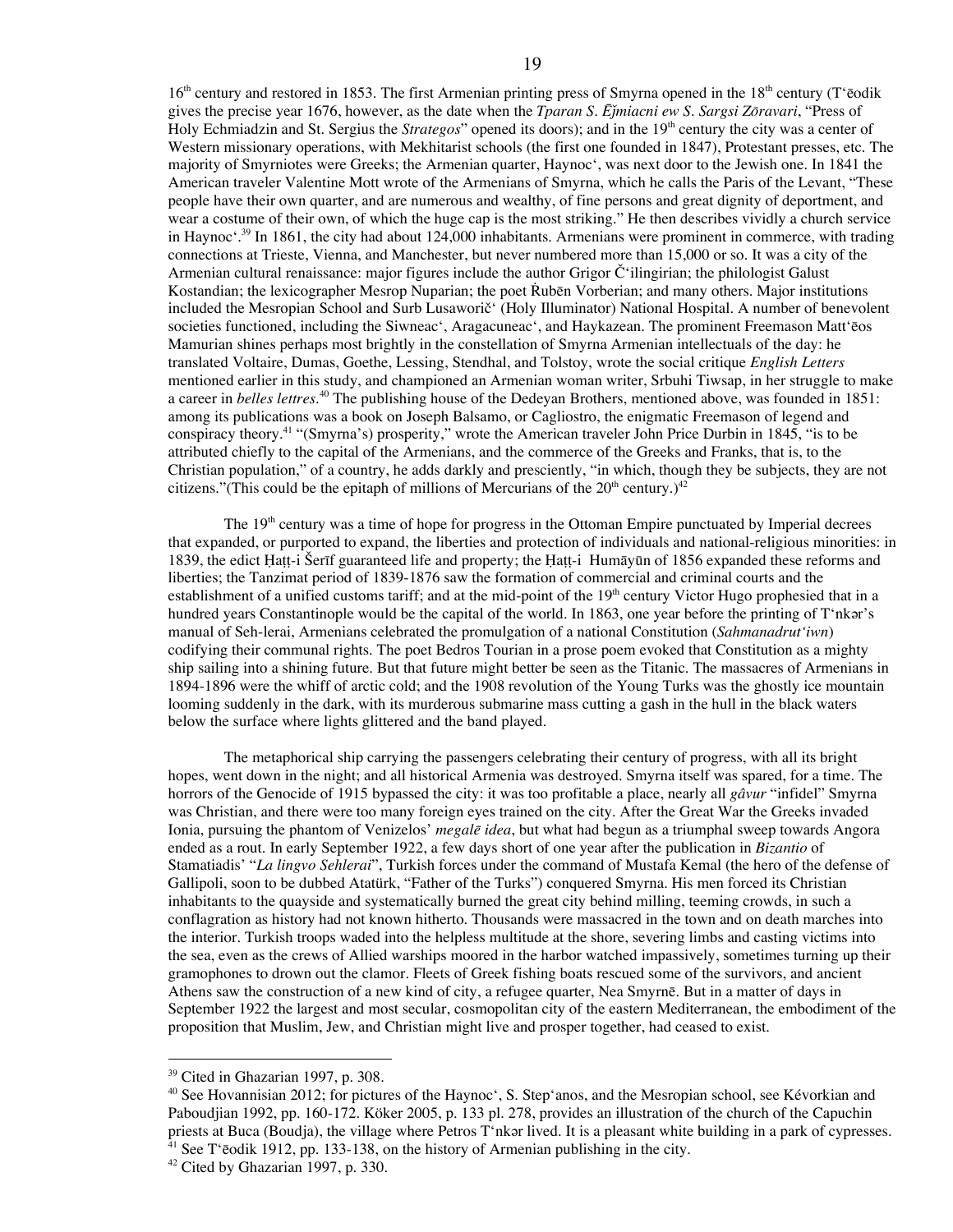16th century and restored in 1853. The first Armenian printing press of Smyrna opened in the 18th century (T'ēodik gives the precise year 1676, however, as the date when the *Tparan S. Ējmiacni ew S. Sargsi Zōravari*, "Press of Holy Echmiadzin and St. Sergius the *Strategos*" opened its doors); and in the 19th century the city was a center of Western missionary operations, with Mekhitarist schools (the first one founded in 1847), Protestant presses, etc. The majority of Smyrniotes were Greeks; the Armenian quarter, Haynoc', was next door to the Jewish one. In 1841 the American traveler Valentine Mott wrote of the Armenians of Smyrna, which he calls the Paris of the Levant, "These people have their own quarter, and are numerous and wealthy, of fine persons and great dignity of deportment, and wear a costume of their own, of which the huge cap is the most striking." He then describes vividly a church service in Haynoc'.[39] In 1861, the city had about 124,000 inhabitants. Armenians were prominent in commerce, with trading connections at Trieste, Vienna, and Manchester, but never numbered more than 15,000 or so. It was a city of the Armenian cultural renaissance: major figures include the author Grigor Č'ilingirian; the philologist Galust Kostandian; the lexicographer Mesrop Nuparian; the poet Ṙubēn Vorberian; and many others. Major institutions included the Mesropian School and Surb Lusaworič' (Holy Illuminator) National Hospital. A number of benevolent societies functioned, including the Siwneac', Aragacuneac', and Haykazean. The prominent Freemason Matt'ēos Mamurian shines perhaps most brightly in the constellation of Smyrna Armenian intellectuals of the day: he translated Voltaire, Dumas, Goethe, Lessing, Stendhal, and Tolstoy, wrote the social critique *English Letters* mentioned earlier in this study, and championed an Armenian woman writer, Srbuhi Tiwsap, in her struggle to make a career in *belles lettres*.[40] The publishing house of the Dedeyan Brothers, mentioned above, was founded in 1851: among its publications was a book on Joseph Balsamo, or Cagliostro, the enigmatic Freemason of legend and conspiracy theory.[41] "(Smyrna's) prosperity," wrote the American traveler John Price Durbin in 1845, "is to be attributed chiefly to the capital of the Armenians, and the commerce of the Greeks and Franks, that is, to the Christian population," of a country, he adds darkly and presciently, "in which, though they be subjects, they are not citizens."(This could be the epitaph of millions of Mercurians of the 20th century.)[42]

The 19th century was a time of hope for progress in the Ottoman Empire punctuated by Imperial decrees that expanded, or purported to expand, the liberties and protection of individuals and national-religious minorities: in 1839, the edict Ḥaṭṭ-i Šerīf guaranteed life and property; the Ḥaṭṭ-i Humāyūn of 1856 expanded these reforms and liberties; the Tanzimat period of 1839-1876 saw the formation of commercial and criminal courts and the establishment of a unified customs tariff; and at the mid-point of the 19th century Victor Hugo prophesied that in a hundred years Constantinople would be the capital of the world. In 1863, one year before the printing of T'nkər's manual of Seh-lerai, Armenians celebrated the promulgation of a national Constitution (*Sahmanadrut'iwn*) codifying their communal rights. The poet Bedros Tourian in a prose poem evoked that Constitution as a mighty ship sailing into a shining future. But that future might better be seen as the Titanic. The massacres of Armenians in 1894-1896 were the whiff of arctic cold; and the 1908 revolution of the Young Turks was the ghostly ice mountain looming suddenly in the dark, with its murderous submarine mass cutting a gash in the hull in the black waters below the surface where lights glittered and the band played.

The metaphorical ship carrying the passengers celebrating their century of progress, with all its bright hopes, went down in the night; and all historical Armenia was destroyed. Smyrna itself was spared, for a time. The horrors of the Genocide of 1915 bypassed the city: it was too profitable a place, nearly all *gâvur* "infidel" Smyrna was Christian, and there were too many foreign eyes trained on the city. After the Great War the Greeks invaded Ionia, pursuing the phantom of Venizelos' *megalē idea*, but what had begun as a triumphal sweep towards Angora ended as a rout. In early September 1922, a few days short of one year after the publication in *Bizantio* of Stamatiadis' "*La lingvo Sehlerai*", Turkish forces under the command of Mustafa Kemal (the hero of the defense of Gallipoli, soon to be dubbed Atatürk, "Father of the Turks") conquered Smyrna. His men forced its Christian inhabitants to the quayside and systematically burned the great city behind milling, teeming crowds, in such a conflagration as history had not known hitherto. Thousands were massacred in the town and on death marches into the interior. Turkish troops waded into the helpless multitude at the shore, severing limbs and casting victims into the sea, even as the crews of Allied warships moored in the harbor watched impassively, sometimes turning up their gramophones to drown out the clamor. Fleets of Greek fishing boats rescued some of the survivors, and ancient Athens saw the construction of a new kind of city, a refugee quarter, Nea Smyrnē. But in a matter of days in September 1922 the largest and most secular, cosmopolitan city of the eastern Mediterranean, the embodiment of the proposition that Muslim, Jew, and Christian might live and prosper together, had ceased to exist.

---

[39] Cited in Ghazarian 1997, p. 308.

[40] See Hovannisian 2012; for pictures of the Haynoc', S. Step'anos, and the Mesropian school, see Kévorkian and Paboudjian 1992, pp. 160-172. Köker 2005, p. 133 pl. 278, provides an illustration of the church of the Capuchin priests at Buca (Boudja), the village where Petros T'nkər lived. It is a pleasant white building in a park of cypresses.

[41] See T'ēodik 1912, pp. 133-138, on the history of Armenian publishing in the city.

[42] Cited by Ghazarian 1997, p. 330.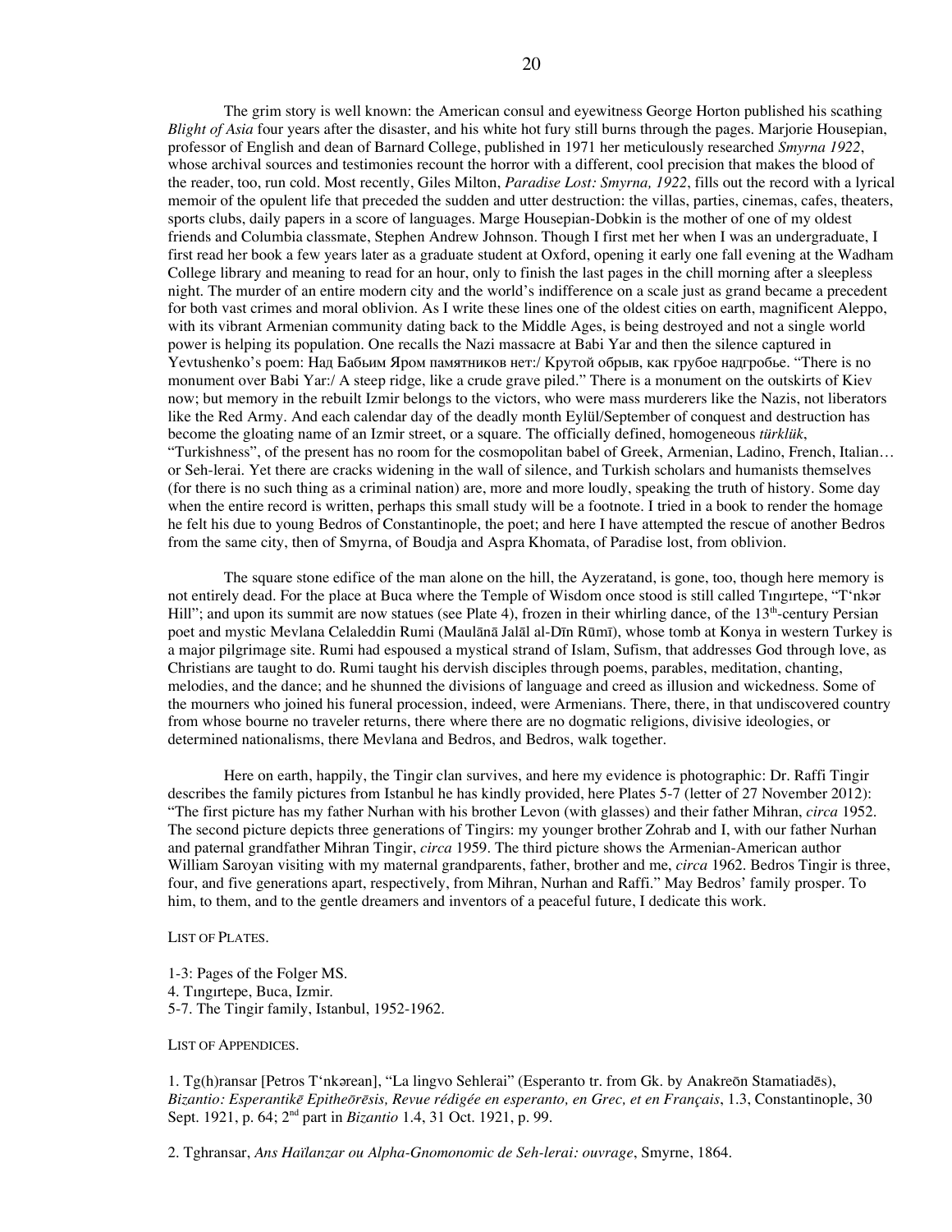The grim story is well known: the American consul and eyewitness George Horton published his scathing *Blight of Asia* four years after the disaster, and his white hot fury still burns through the pages. Marjorie Housepian, professor of English and dean of Barnard College, published in 1971 her meticulously researched *Smyrna 1922*, whose archival sources and testimonies recount the horror with a different, cool precision that makes the blood of the reader, too, run cold. Most recently, Giles Milton, *Paradise Lost: Smyrna, 1922*, fills out the record with a lyrical memoir of the opulent life that preceded the sudden and utter destruction: the villas, parties, cinemas, cafes, theaters, sports clubs, daily papers in a score of languages. Marge Housepian-Dobkin is the mother of one of my oldest friends and Columbia classmate, Stephen Andrew Johnson. Though I first met her when I was an undergraduate, I first read her book a few years later as a graduate student at Oxford, opening it early one fall evening at the Wadham College library and meaning to read for an hour, only to finish the last pages in the chill morning after a sleepless night. The murder of an entire modern city and the world's indifference on a scale just as grand became a precedent for both vast crimes and moral oblivion. As I write these lines one of the oldest cities on earth, magnificent Aleppo, with its vibrant Armenian community dating back to the Middle Ages, is being destroyed and not a single world power is helping its population. One recalls the Nazi massacre at Babi Yar and then the silence captured in Yevtushenko's poem: Над Бабьим Яром памятников нет:/ Крутой обрыв, как грубое надгробье. "There is no monument over Babi Yar:/ A steep ridge, like a crude grave piled." There is a monument on the outskirts of Kiev now; but memory in the rebuilt Izmir belongs to the victors, who were mass murderers like the Nazis, not liberators like the Red Army. And each calendar day of the deadly month Eylül/September of conquest and destruction has become the gloating name of an Izmir street, or a square. The officially defined, homogeneous *türklük*, "Turkishness", of the present has no room for the cosmopolitan babel of Greek, Armenian, Ladino, French, Italian… or Seh-lerai. Yet there are cracks widening in the wall of silence, and Turkish scholars and humanists themselves (for there is no such thing as a criminal nation) are, more and more loudly, speaking the truth of history. Some day when the entire record is written, perhaps this small study will be a footnote. I tried in a book to render the homage he felt his due to young Bedros of Constantinople, the poet; and here I have attempted the rescue of another Bedros from the same city, then of Smyrna, of Boudja and Aspra Khomata, of Paradise lost, from oblivion.

The square stone edifice of the man alone on the hill, the Ayzeratand, is gone, too, though here memory is not entirely dead. For the place at Buca where the Temple of Wisdom once stood is still called Tıngırtepe, "T'nkər Hill"; and upon its summit are now statues (see Plate 4), frozen in their whirling dance, of the 13th-century Persian poet and mystic Mevlana Celaleddin Rumi (Maulānā Jalāl al-Dīn Rūmī), whose tomb at Konya in western Turkey is a major pilgrimage site. Rumi had espoused a mystical strand of Islam, Sufism, that addresses God through love, as Christians are taught to do. Rumi taught his dervish disciples through poems, parables, meditation, chanting, melodies, and the dance; and he shunned the divisions of language and creed as illusion and wickedness. Some of the mourners who joined his funeral procession, indeed, were Armenians. There, there, in that undiscovered country from whose bourne no traveler returns, there where there are no dogmatic religions, divisive ideologies, or determined nationalisms, there Mevlana and Bedros, and Bedros, walk together.

Here on earth, happily, the Tingir clan survives, and here my evidence is photographic: Dr. Raffi Tingir describes the family pictures from Istanbul he has kindly provided, here Plates 5-7 (letter of 27 November 2012): "The first picture has my father Nurhan with his brother Levon (with glasses) and their father Mihran, *circa* 1952. The second picture depicts three generations of Tingirs: my younger brother Zohrab and I, with our father Nurhan and paternal grandfather Mihran Tingir, *circa* 1959. The third picture shows the Armenian-American author William Saroyan visiting with my maternal grandparents, father, brother and me, *circa* 1962. Bedros Tingir is three, four, and five generations apart, respectively, from Mihran, Nurhan and Raffi." May Bedros' family prosper. To him, to them, and to the gentle dreamers and inventors of a peaceful future, I dedicate this work.

LIST OF PLATES.

1-3: Pages of the Folger MS.
4. Tıngırtepe, Buca, Izmir.
5-7. The Tingir family, Istanbul, 1952-1962.

LIST OF APPENDICES.

1. Tg(h)ransar [Petros T'nkərean], "La lingvo Sehlerai" (Esperanto tr. from Gk. by Anakreōn Stamatiadēs), *Bizantio: Esperantikē Epitheōrēsis, Revue rédigée en esperanto, en Grec, et en Français*, 1.3, Constantinople, 30 Sept. 1921, p. 64; 2nd part in *Bizantio* 1.4, 31 Oct. 1921, p. 99.

2. Tghransar, *Ans Haïlanzar ou Alpha-Gnomonomic de Seh-lerai: ouvrage*, Smyrne, 1864.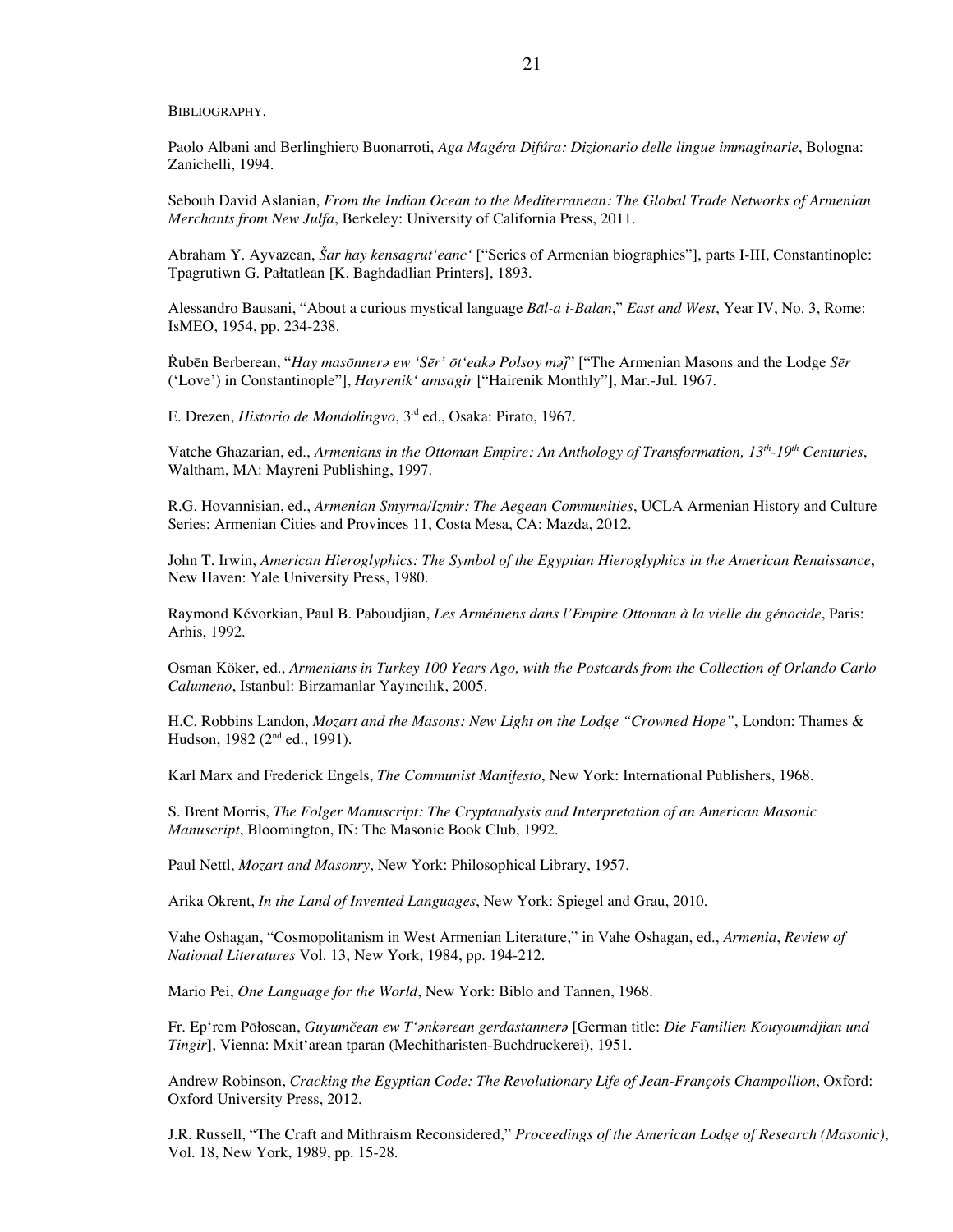BIBLIOGRAPHY.

Paolo Albani and Berlinghiero Buonarroti, *Aga Magéra Difúra: Dizionario delle lingue immaginarie*, Bologna: Zanichelli, 1994.

Sebouh David Aslanian, *From the Indian Ocean to the Mediterranean: The Global Trade Networks of Armenian Merchants from New Julfa*, Berkeley: University of California Press, 2011.

Abraham Y. Ayvazean, *Šar hay kensagrut'eanc'* ["Series of Armenian biographies"], parts I-III, Constantinople: Tpagrutiwn G. Pałtatlean [K. Baghdadlian Printers], 1893.

Alessandro Bausani, "About a curious mystical language *Bāl-a i-Balan*," *East and West*, Year IV, No. 3, Rome: IsMEO, 1954, pp. 234-238.

Ṙubēn Berberean, "*Hay masōnnerə ew 'Sēr' ōt'eakə Polsoy məǰ*" ["The Armenian Masons and the Lodge *Sēr* ('Love') in Constantinople"], *Hayrenik' amsagir* ["Hairenik Monthly"], Mar.-Jul. 1967.

E. Drezen, *Historio de Mondolingvo*, 3rd ed., Osaka: Pirato, 1967.

Vatche Ghazarian, ed., *Armenians in the Ottoman Empire: An Anthology of Transformation, 13th-19th Centuries*, Waltham, MA: Mayreni Publishing, 1997.

R.G. Hovannisian, ed., *Armenian Smyrna/Izmir: The Aegean Communities*, UCLA Armenian History and Culture Series: Armenian Cities and Provinces 11, Costa Mesa, CA: Mazda, 2012.

John T. Irwin, *American Hieroglyphics: The Symbol of the Egyptian Hieroglyphics in the American Renaissance*, New Haven: Yale University Press, 1980.

Raymond Kévorkian, Paul B. Paboudjian, *Les Arméniens dans l'Empire Ottoman à la vielle du génocide*, Paris: Arhis, 1992.

Osman Köker, ed., *Armenians in Turkey 100 Years Ago, with the Postcards from the Collection of Orlando Carlo Calumeno*, Istanbul: Birzamanlar Yayıncılık, 2005.

H.C. Robbins Landon, *Mozart and the Masons: New Light on the Lodge "Crowned Hope"*, London: Thames & Hudson, 1982 (2nd ed., 1991).

Karl Marx and Frederick Engels, *The Communist Manifesto*, New York: International Publishers, 1968.

S. Brent Morris, *The Folger Manuscript: The Cryptanalysis and Interpretation of an American Masonic Manuscript*, Bloomington, IN: The Masonic Book Club, 1992.

Paul Nettl, *Mozart and Masonry*, New York: Philosophical Library, 1957.

Arika Okrent, *In the Land of Invented Languages*, New York: Spiegel and Grau, 2010.

Vahe Oshagan, "Cosmopolitanism in West Armenian Literature," in Vahe Oshagan, ed., *Armenia*, *Review of National Literatures* Vol. 13, New York, 1984, pp. 194-212.

Mario Pei, *One Language for the World*, New York: Biblo and Tannen, 1968.

Fr. Ep'rem Pōłosean, *Guyumčean ew T'ənkərean gerdastannerə* [German title: *Die Familien Kouyoumdjian und Tingir*], Vienna: Mxit'arean tparan (Mechitharisten-Buchdruckerei), 1951.

Andrew Robinson, *Cracking the Egyptian Code: The Revolutionary Life of Jean-François Champollion*, Oxford: Oxford University Press, 2012.

J.R. Russell, "The Craft and Mithraism Reconsidered," *Proceedings of the American Lodge of Research (Masonic)*, Vol. 18, New York, 1989, pp. 15-28.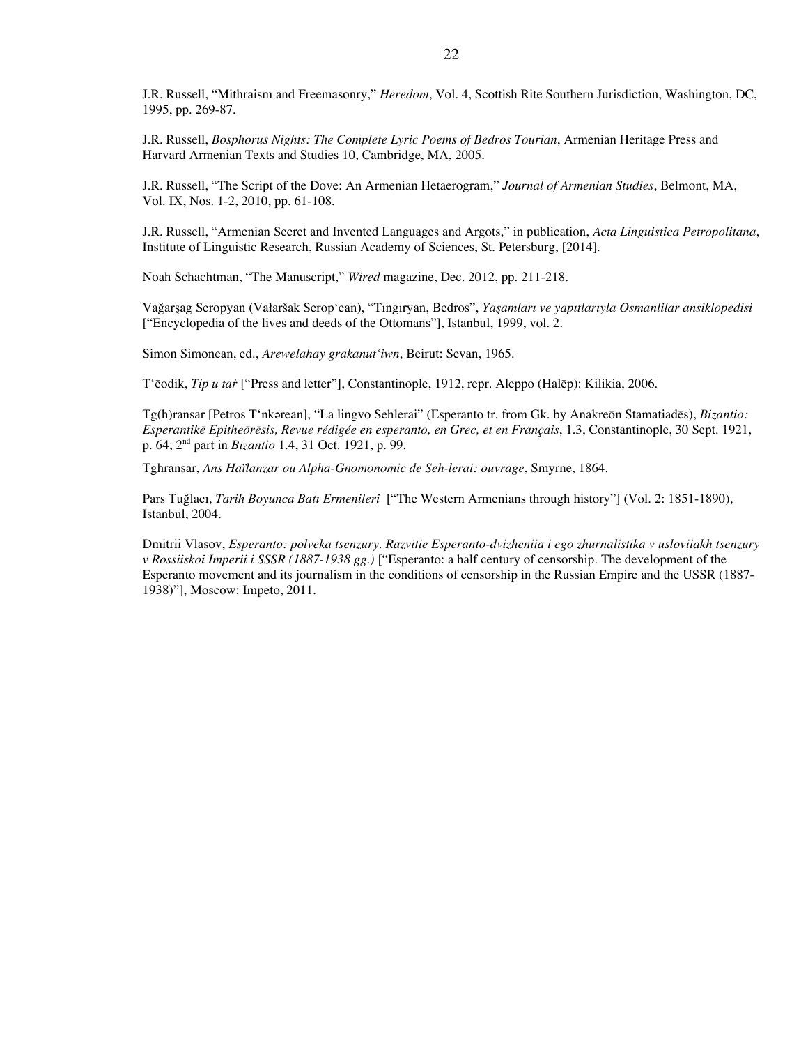J.R. Russell, “Mithraism and Freemasonry,” *Heredom*, Vol. 4, Scottish Rite Southern Jurisdiction, Washington, DC, 1995, pp. 269-87.

J.R. Russell, *Bosphorus Nights: The Complete Lyric Poems of Bedros Tourian*, Armenian Heritage Press and Harvard Armenian Texts and Studies 10, Cambridge, MA, 2005.

J.R. Russell, “The Script of the Dove: An Armenian Hetaerogram,” *Journal of Armenian Studies*, Belmont, MA, Vol. IX, Nos. 1-2, 2010, pp. 61-108.

J.R. Russell, “Armenian Secret and Invented Languages and Argots,” in publication, *Acta Linguistica Petropolitana*, Institute of Linguistic Research, Russian Academy of Sciences, St. Petersburg, [2014].

Noah Schachtman, “The Manuscript,” *Wired* magazine, Dec. 2012, pp. 211-218.

Vağarşag Seropyan (Vałaršak Serop‘ean), “Tıngıryan, Bedros”, *Yaşamları ve yapıtlarıyla Osmanlilar ansiklopedisi* [“Encyclopedia of the lives and deeds of the Ottomans”], Istanbul, 1999, vol. 2.

Simon Simonean, ed., *Arewelahay grakanut‘iwn*, Beirut: Sevan, 1965.

T‘ēodik, *Tip u taṙ* [“Press and letter”], Constantinople, 1912, repr. Aleppo (Halēp): Kilikia, 2006.

Tg(h)ransar [Petros T‘nkərean], “La lingvo Sehlerai” (Esperanto tr. from Gk. by Anakreōn Stamatiadēs), *Bizantio: Esperantikē Epitheōrēsis, Revue rédigée en esperanto, en Grec, et en Français*, 1.3, Constantinople, 30 Sept. 1921, p. 64; 2nd part in *Bizantio* 1.4, 31 Oct. 1921, p. 99.

Tghransar, *Ans Haïlanzar ou Alpha-Gnomonomic de Seh-lerai: ouvrage*, Smyrne, 1864.

Pars Tuğlacı, *Tarih Boyunca Batı Ermenileri* [“The Western Armenians through history”] (Vol. 2: 1851-1890), Istanbul, 2004.

Dmitrii Vlasov, *Esperanto: polveka tsenzury. Razvitie Esperanto-dvizheniia i ego zhurnalistika v usloviiakh tsenzury v Rossiiskoi Imperii i SSSR (1887-1938 gg.)* [“Esperanto: a half century of censorship. The development of the Esperanto movement and its journalism in the conditions of censorship in the Russian Empire and the USSR (1887-1938)”], Moscow: Impeto, 2011.